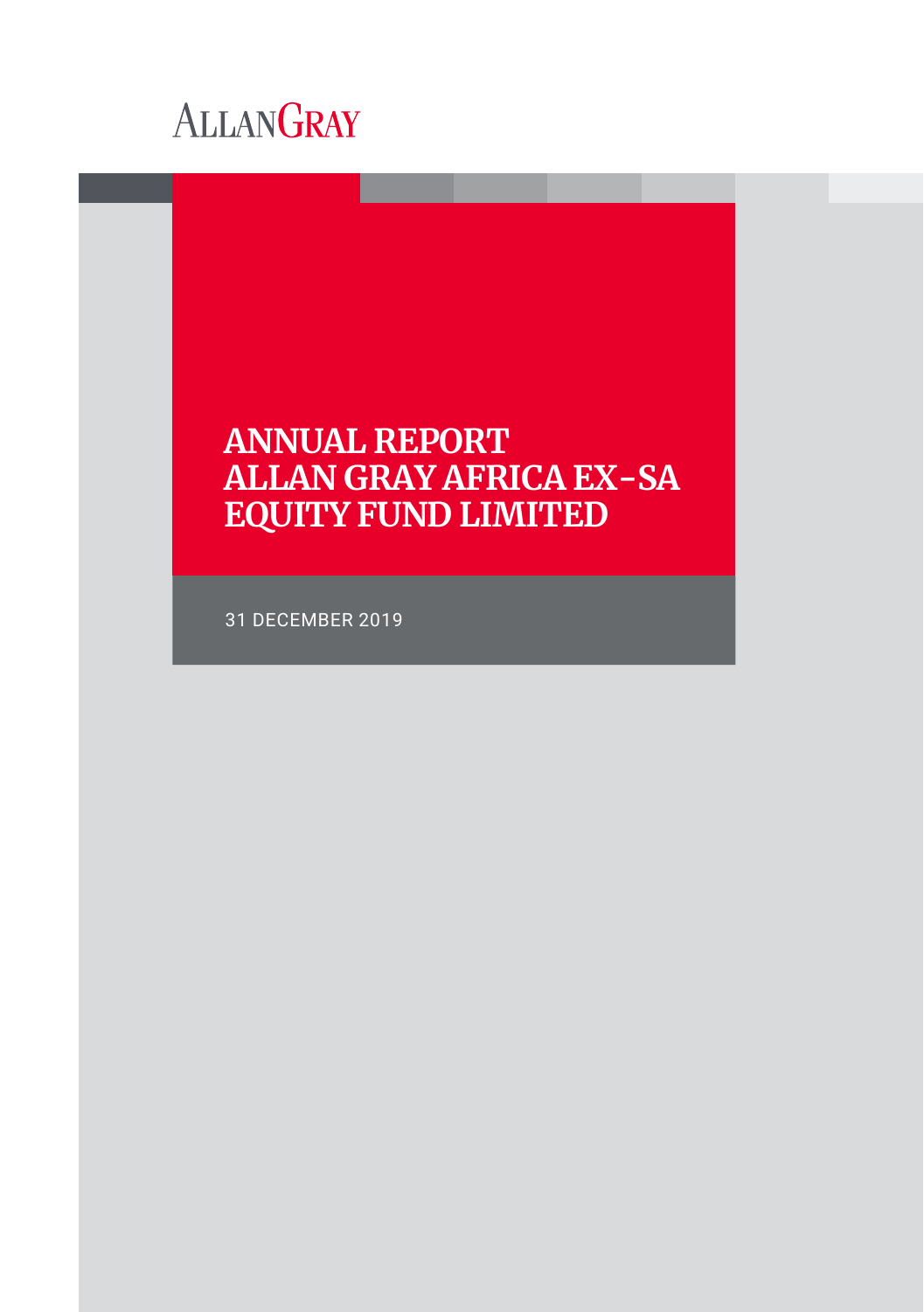ALLANGRAY

# ANNUAL REPORT ALLAN GRAY AFRICA EX-SA EQUITY FUND LIMITED

31 DECEMBER 2019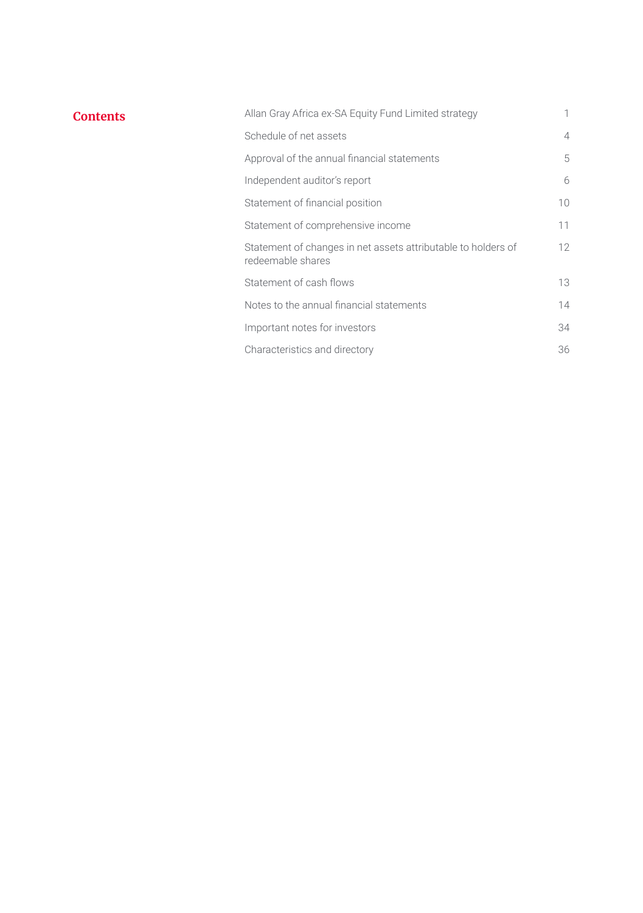## Contents

| | |
|---|---|
| Allan Gray Africa ex-SA Equity Fund Limited strategy | 1 |
| Schedule of net assets | 4 |
| Approval of the annual financial statements | 5 |
| Independent auditor's report | 6 |
| Statement of financial position | 10 |
| Statement of comprehensive income | 11 |
| Statement of changes in net assets attributable to holders of redeemable shares | 12 |
| Statement of cash flows | 13 |
| Notes to the annual financial statements | 14 |
| Important notes for investors | 34 |
| Characteristics and directory | 36 |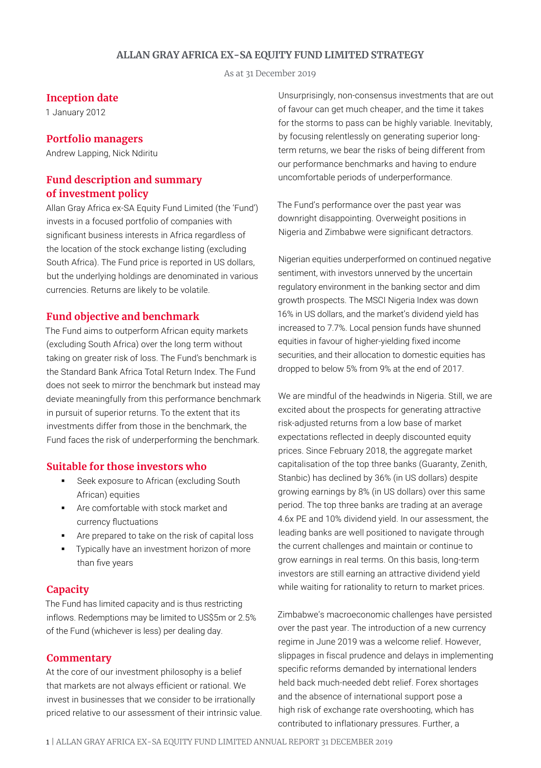## ALLAN GRAY AFRICA EX-SA EQUITY FUND LIMITED STRATEGY

As at 31 December 2019

### Inception date

1 January 2012

### Portfolio managers

Andrew Lapping, Nick Ndiritu

### Fund description and summary of investment policy

Allan Gray Africa ex-SA Equity Fund Limited (the 'Fund') invests in a focused portfolio of companies with significant business interests in Africa regardless of the location of the stock exchange listing (excluding South Africa). The Fund price is reported in US dollars, but the underlying holdings are denominated in various currencies. Returns are likely to be volatile.

### Fund objective and benchmark

The Fund aims to outperform African equity markets (excluding South Africa) over the long term without taking on greater risk of loss. The Fund's benchmark is the Standard Bank Africa Total Return Index. The Fund does not seek to mirror the benchmark but instead may deviate meaningfully from this performance benchmark in pursuit of superior returns. To the extent that its investments differ from those in the benchmark, the Fund faces the risk of underperforming the benchmark.

### Suitable for those investors who

- Seek exposure to African (excluding South African) equities
- Are comfortable with stock market and currency fluctuations
- Are prepared to take on the risk of capital loss
- Typically have an investment horizon of more than five years

### Capacity

The Fund has limited capacity and is thus restricting inflows. Redemptions may be limited to US$5m or 2.5% of the Fund (whichever is less) per dealing day.

### Commentary

At the core of our investment philosophy is a belief that markets are not always efficient or rational. We invest in businesses that we consider to be irrationally priced relative to our assessment of their intrinsic value. Unsurprisingly, non-consensus investments that are out of favour can get much cheaper, and the time it takes for the storms to pass can be highly variable. Inevitably, by focusing relentlessly on generating superior long-term returns, we bear the risks of being different from our performance benchmarks and having to endure uncomfortable periods of underperformance.

The Fund's performance over the past year was downright disappointing. Overweight positions in Nigeria and Zimbabwe were significant detractors.

Nigerian equities underperformed on continued negative sentiment, with investors unnerved by the uncertain regulatory environment in the banking sector and dim growth prospects. The MSCI Nigeria Index was down 16% in US dollars, and the market's dividend yield has increased to 7.7%. Local pension funds have shunned equities in favour of higher-yielding fixed income securities, and their allocation to domestic equities has dropped to below 5% from 9% at the end of 2017.

We are mindful of the headwinds in Nigeria. Still, we are excited about the prospects for generating attractive risk-adjusted returns from a low base of market expectations reflected in deeply discounted equity prices. Since February 2018, the aggregate market capitalisation of the top three banks (Guaranty, Zenith, Stanbic) has declined by 36% (in US dollars) despite growing earnings by 8% (in US dollars) over this same period. The top three banks are trading at an average 4.6x PE and 10% dividend yield. In our assessment, the leading banks are well positioned to navigate through the current challenges and maintain or continue to grow earnings in real terms. On this basis, long-term investors are still earning an attractive dividend yield while waiting for rationality to return to market prices.

Zimbabwe's macroeconomic challenges have persisted over the past year. The introduction of a new currency regime in June 2019 was a welcome relief. However, slippages in fiscal prudence and delays in implementing specific reforms demanded by international lenders held back much-needed debt relief. Forex shortages and the absence of international support pose a high risk of exchange rate overshooting, which has contributed to inflationary pressures. Further, a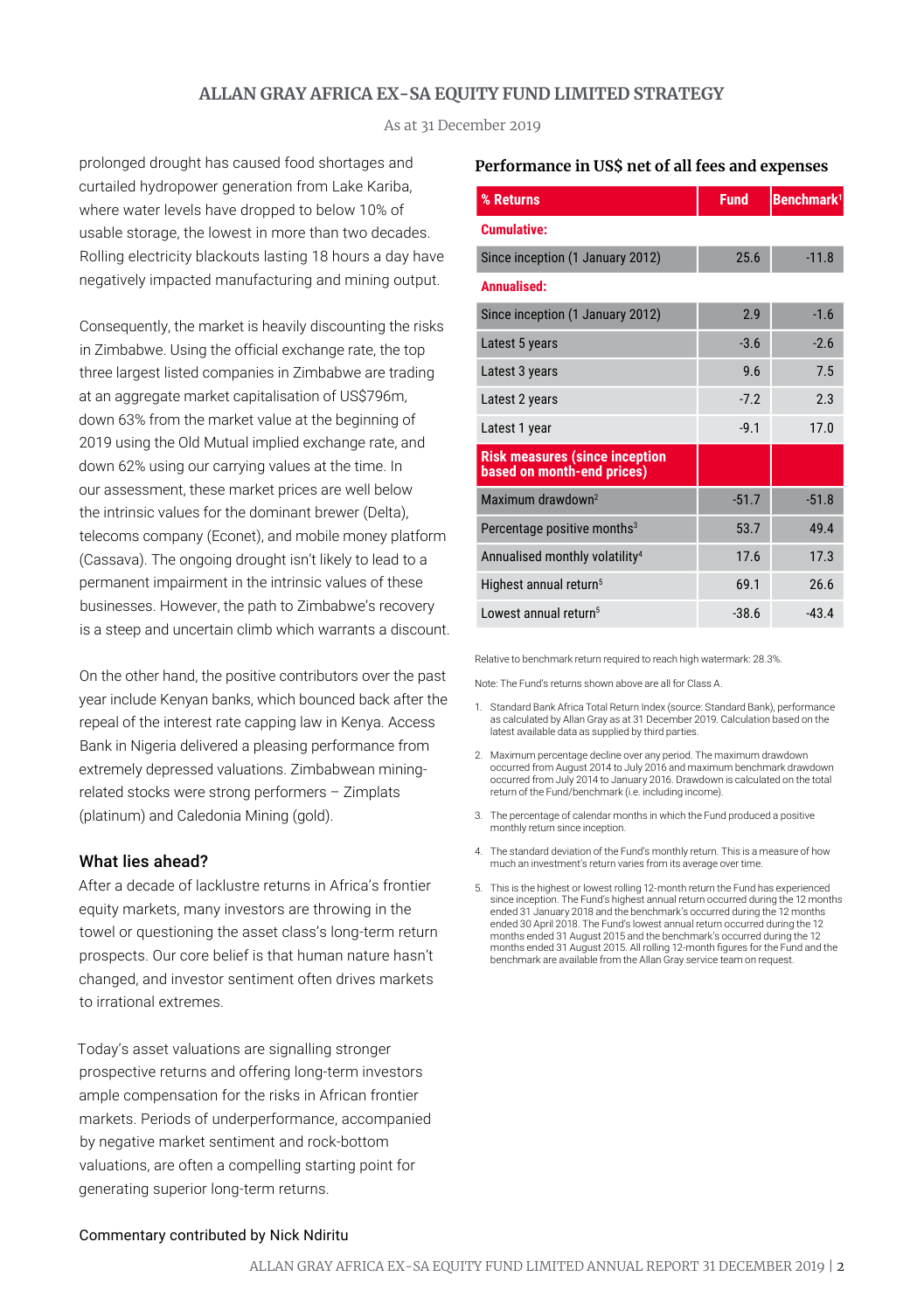prolonged drought has caused food shortages and curtailed hydropower generation from Lake Kariba, where water levels have dropped to below 10% of usable storage, the lowest in more than two decades. Rolling electricity blackouts lasting 18 hours a day have negatively impacted manufacturing and mining output.

Consequently, the market is heavily discounting the risks in Zimbabwe. Using the official exchange rate, the top three largest listed companies in Zimbabwe are trading at an aggregate market capitalisation of US$796m, down 63% from the market value at the beginning of 2019 using the Old Mutual implied exchange rate, and down 62% using our carrying values at the time. In our assessment, these market prices are well below the intrinsic values for the dominant brewer (Delta), telecoms company (Econet), and mobile money platform (Cassava). The ongoing drought isn't likely to lead to a permanent impairment in the intrinsic values of these businesses. However, the path to Zimbabwe's recovery is a steep and uncertain climb which warrants a discount.

On the other hand, the positive contributors over the past year include Kenyan banks, which bounced back after the repeal of the interest rate capping law in Kenya. Access Bank in Nigeria delivered a pleasing performance from extremely depressed valuations. Zimbabwean mining-related stocks were strong performers – Zimplats (platinum) and Caledonia Mining (gold).

### What lies ahead?

After a decade of lacklustre returns in Africa's frontier equity markets, many investors are throwing in the towel or questioning the asset class's long-term return prospects. Our core belief is that human nature hasn't changed, and investor sentiment often drives markets to irrational extremes.

Today's asset valuations are signalling stronger prospective returns and offering long-term investors ample compensation for the risks in African frontier markets. Periods of underperformance, accompanied by negative market sentiment and rock-bottom valuations, are often a compelling starting point for generating superior long-term returns.

Commentary contributed by Nick Ndiritu

### Performance in US$ net of all fees and expenses

| % Returns | Fund | Benchmark[1] |
|---|---|---|
| **Cumulative:** | | |
| Since inception (1 January 2012) | 25.6 | -11.8 |
| **Annualised:** | | |
| Since inception (1 January 2012) | 2.9 | -1.6 |
| Latest 5 years | -3.6 | -2.6 |
| Latest 3 years | 9.6 | 7.5 |
| Latest 2 years | -7.2 | 2.3 |
| Latest 1 year | -9.1 | 17.0 |
| **Risk measures (since inception based on month-end prices)** | | |
| Maximum drawdown[2] | -51.7 | -51.8 |
| Percentage positive months[3] | 53.7 | 49.4 |
| Annualised monthly volatility[4] | 17.6 | 17.3 |
| Highest annual return[5] | 69.1 | 26.6 |
| Lowest annual return[5] | -38.6 | -43.4 |

Relative to benchmark return required to reach high watermark: 28.3%.

Note: The Fund's returns shown above are all for Class A.

1. Standard Bank Africa Total Return Index (source: Standard Bank), performance as calculated by Allan Gray as at 31 December 2019. Calculation based on the latest available data as supplied by third parties.
2. Maximum percentage decline over any period. The maximum drawdown occurred from August 2014 to July 2016 and maximum benchmark drawdown occurred from July 2014 to January 2016. Drawdown is calculated on the total return of the Fund/benchmark (i.e. including income).
3. The percentage of calendar months in which the Fund produced a positive monthly return since inception.
4. The standard deviation of the Fund's monthly return. This is a measure of how much an investment's return varies from its average over time.
5. This is the highest or lowest rolling 12-month return the Fund has experienced since inception. The Fund's highest annual return occurred during the 12 months ended 31 January 2018 and the benchmark's occurred during the 12 months ended 30 April 2018. The Fund's lowest annual return occurred during the 12 months ended 31 August 2015 and the benchmark's occurred during the 12 months ended 31 August 2015. All rolling 12-month figures for the Fund and the benchmark are available from the Allan Gray service team on request.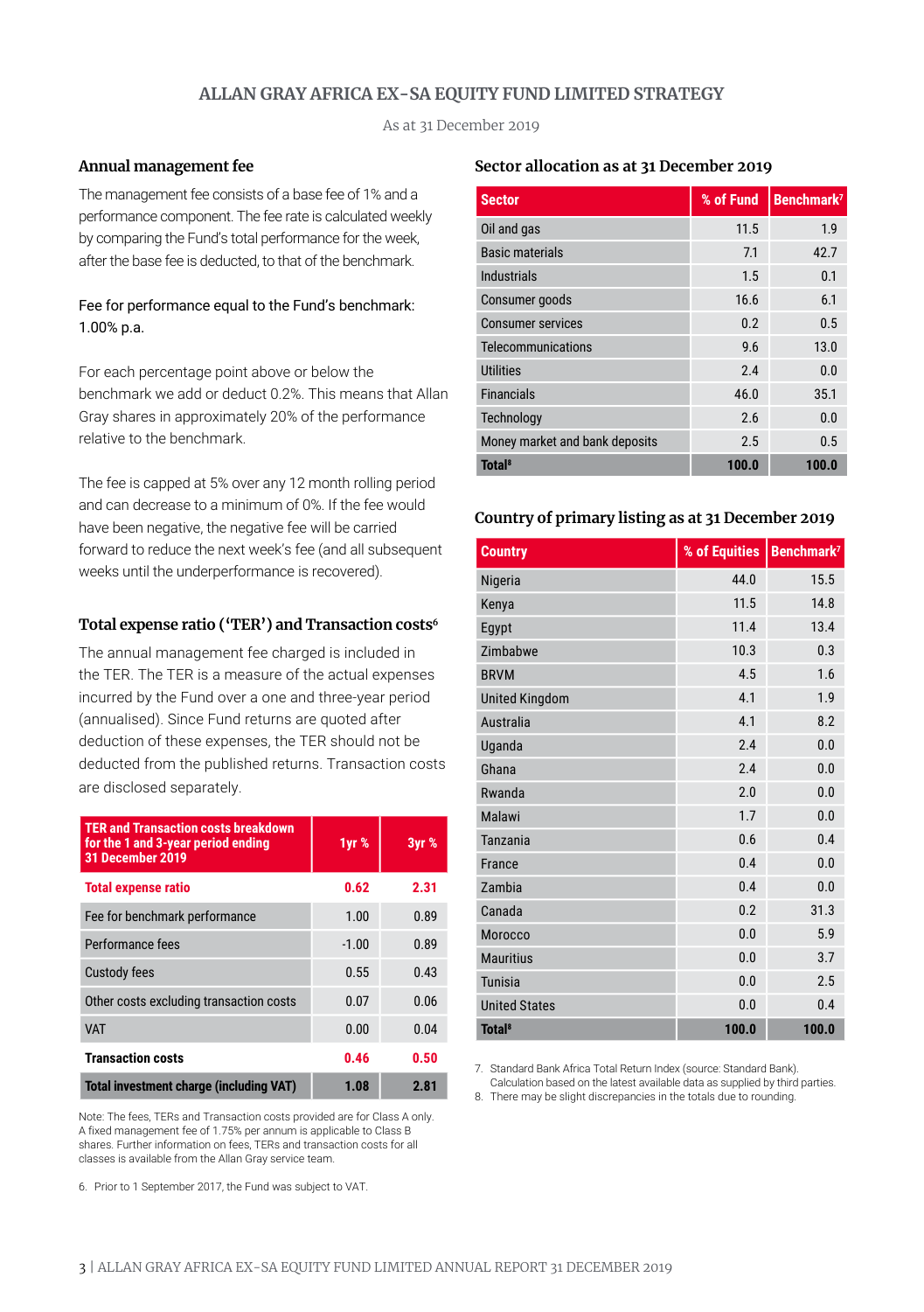# ALLAN GRAY AFRICA EX-SA EQUITY FUND LIMITED STRATEGY

As at 31 December 2019

## Annual management fee

The management fee consists of a base fee of 1% and a performance component. The fee rate is calculated weekly by comparing the Fund's total performance for the week, after the base fee is deducted, to that of the benchmark.

Fee for performance equal to the Fund's benchmark: 1.00% p.a.

For each percentage point above or below the benchmark we add or deduct 0.2%. This means that Allan Gray shares in approximately 20% of the performance relative to the benchmark.

The fee is capped at 5% over any 12 month rolling period and can decrease to a minimum of 0%. If the fee would have been negative, the negative fee will be carried forward to reduce the next week's fee (and all subsequent weeks until the underperformance is recovered).

## Total expense ratio ('TER') and Transaction costs[6]

The annual management fee charged is included in the TER. The TER is a measure of the actual expenses incurred by the Fund over a one and three-year period (annualised). Since Fund returns are quoted after deduction of these expenses, the TER should not be deducted from the published returns. Transaction costs are disclosed separately.

| TER and Transaction costs breakdown for the 1 and 3-year period ending 31 December 2019 | 1yr % | 3yr % |
|---|---|---|
| **Total expense ratio** | **0.62** | **2.31** |
| Fee for benchmark performance | 1.00 | 0.89 |
| Performance fees | -1.00 | 0.89 |
| Custody fees | 0.55 | 0.43 |
| Other costs excluding transaction costs | 0.07 | 0.06 |
| VAT | 0.00 | 0.04 |
| **Transaction costs** | **0.46** | **0.50** |
| **Total investment charge (including VAT)** | **1.08** | **2.81** |

Note: The fees, TERs and Transaction costs provided are for Class A only. A fixed management fee of 1.75% per annum is applicable to Class B shares. Further information on fees, TERs and transaction costs for all classes is available from the Allan Gray service team.

6. Prior to 1 September 2017, the Fund was subject to VAT.

## Sector allocation as at 31 December 2019

| Sector | % of Fund | Benchmark[7] |
|---|---|---|
| Oil and gas | 11.5 | 1.9 |
| Basic materials | 7.1 | 42.7 |
| Industrials | 1.5 | 0.1 |
| Consumer goods | 16.6 | 6.1 |
| Consumer services | 0.2 | 0.5 |
| Telecommunications | 9.6 | 13.0 |
| Utilities | 2.4 | 0.0 |
| Financials | 46.0 | 35.1 |
| Technology | 2.6 | 0.0 |
| Money market and bank deposits | 2.5 | 0.5 |
| **Total[8]** | **100.0** | **100.0** |

## Country of primary listing as at 31 December 2019

| Country | % of Equities | Benchmark[7] |
|---|---|---|
| Nigeria | 44.0 | 15.5 |
| Kenya | 11.5 | 14.8 |
| Egypt | 11.4 | 13.4 |
| Zimbabwe | 10.3 | 0.3 |
| BRVM | 4.5 | 1.6 |
| United Kingdom | 4.1 | 1.9 |
| Australia | 4.1 | 8.2 |
| Uganda | 2.4 | 0.0 |
| Ghana | 2.4 | 0.0 |
| Rwanda | 2.0 | 0.0 |
| Malawi | 1.7 | 0.0 |
| Tanzania | 0.6 | 0.4 |
| France | 0.4 | 0.0 |
| Zambia | 0.4 | 0.0 |
| Canada | 0.2 | 31.3 |
| Morocco | 0.0 | 5.9 |
| Mauritius | 0.0 | 3.7 |
| Tunisia | 0.0 | 2.5 |
| United States | 0.0 | 0.4 |
| **Total[8]** | **100.0** | **100.0** |

7. Standard Bank Africa Total Return Index (source: Standard Bank). Calculation based on the latest available data as supplied by third parties.
8. There may be slight discrepancies in the totals due to rounding.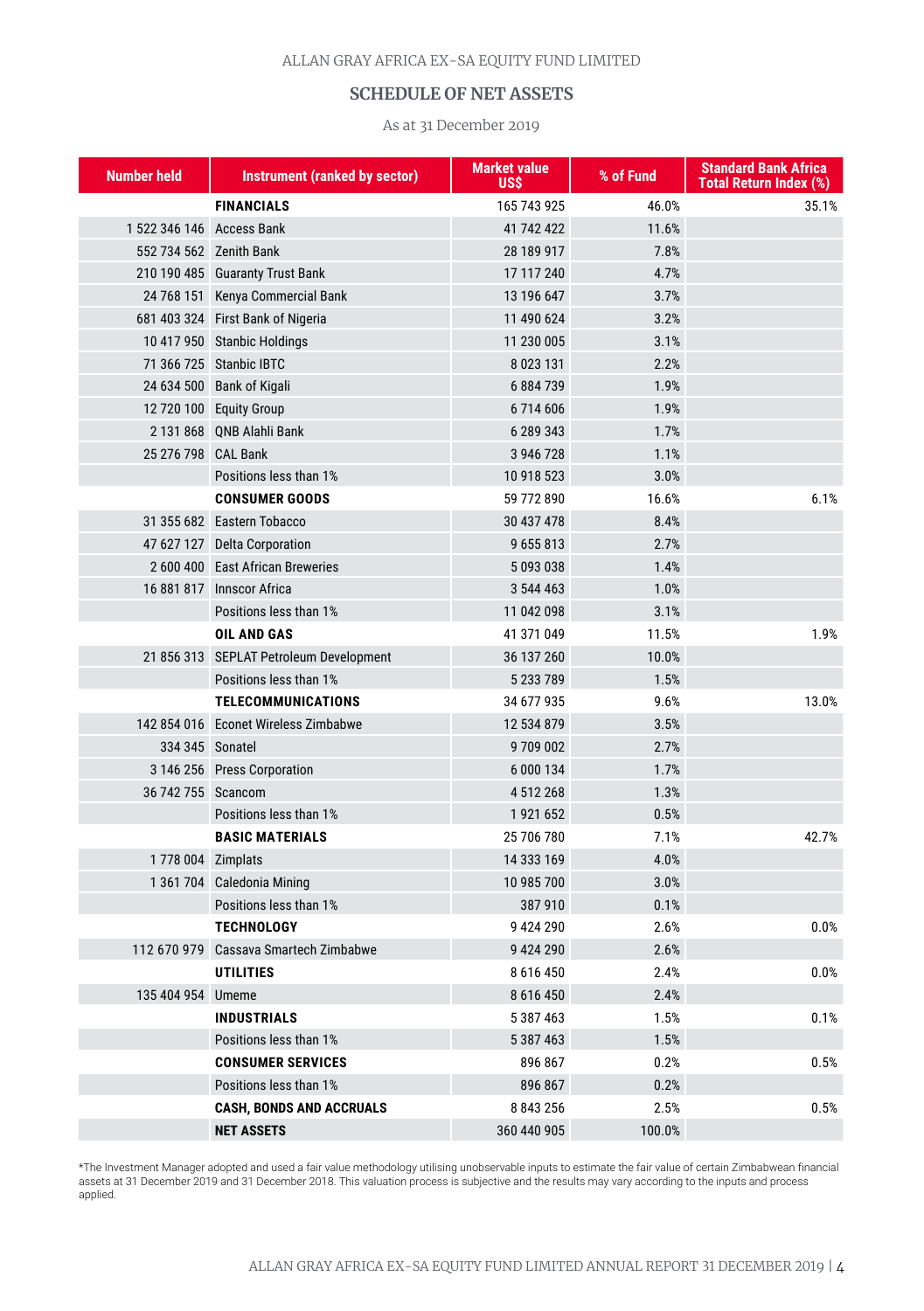ALLAN GRAY AFRICA EX-SA EQUITY FUND LIMITED

## SCHEDULE OF NET ASSETS

As at 31 December 2019

| Number held | Instrument (ranked by sector) | Market value US$ | % of Fund | Standard Bank Africa Total Return Index (%) |
|---|---|---|---|---|
| | **FINANCIALS** | 165 743 925 | 46.0% | 35.1% |
| 1 522 346 146 | Access Bank | 41 742 422 | 11.6% | |
| 552 734 562 | Zenith Bank | 28 189 917 | 7.8% | |
| 210 190 485 | Guaranty Trust Bank | 17 117 240 | 4.7% | |
| 24 768 151 | Kenya Commercial Bank | 13 196 647 | 3.7% | |
| 681 403 324 | First Bank of Nigeria | 11 490 624 | 3.2% | |
| 10 417 950 | Stanbic Holdings | 11 230 005 | 3.1% | |
| 71 366 725 | Stanbic IBTC | 8 023 131 | 2.2% | |
| 24 634 500 | Bank of Kigali | 6 884 739 | 1.9% | |
| 12 720 100 | Equity Group | 6 714 606 | 1.9% | |
| 2 131 868 | QNB Alahli Bank | 6 289 343 | 1.7% | |
| 25 276 798 | CAL Bank | 3 946 728 | 1.1% | |
| | Positions less than 1% | 10 918 523 | 3.0% | |
| | **CONSUMER GOODS** | 59 772 890 | 16.6% | 6.1% |
| 31 355 682 | Eastern Tobacco | 30 437 478 | 8.4% | |
| 47 627 127 | Delta Corporation | 9 655 813 | 2.7% | |
| 2 600 400 | East African Breweries | 5 093 038 | 1.4% | |
| 16 881 817 | Innscor Africa | 3 544 463 | 1.0% | |
| | Positions less than 1% | 11 042 098 | 3.1% | |
| | **OIL AND GAS** | 41 371 049 | 11.5% | 1.9% |
| 21 856 313 | SEPLAT Petroleum Development | 36 137 260 | 10.0% | |
| | Positions less than 1% | 5 233 789 | 1.5% | |
| | **TELECOMMUNICATIONS** | 34 677 935 | 9.6% | 13.0% |
| 142 854 016 | Econet Wireless Zimbabwe | 12 534 879 | 3.5% | |
| 334 345 | Sonatel | 9 709 002 | 2.7% | |
| 3 146 256 | Press Corporation | 6 000 134 | 1.7% | |
| 36 742 755 | Scancom | 4 512 268 | 1.3% | |
| | Positions less than 1% | 1 921 652 | 0.5% | |
| | **BASIC MATERIALS** | 25 706 780 | 7.1% | 42.7% |
| 1 778 004 | Zimplats | 14 333 169 | 4.0% | |
| 1 361 704 | Caledonia Mining | 10 985 700 | 3.0% | |
| | Positions less than 1% | 387 910 | 0.1% | |
| | **TECHNOLOGY** | 9 424 290 | 2.6% | 0.0% |
| 112 670 979 | Cassava Smartech Zimbabwe | 9 424 290 | 2.6% | |
| | **UTILITIES** | 8 616 450 | 2.4% | 0.0% |
| 135 404 954 | Umeme | 8 616 450 | 2.4% | |
| | **INDUSTRIALS** | 5 387 463 | 1.5% | 0.1% |
| | Positions less than 1% | 5 387 463 | 1.5% | |
| | **CONSUMER SERVICES** | 896 867 | 0.2% | 0.5% |
| | Positions less than 1% | 896 867 | 0.2% | |
| | **CASH, BONDS AND ACCRUALS** | 8 843 256 | 2.5% | 0.5% |
| | **NET ASSETS** | 360 440 905 | 100.0% | |

*The Investment Manager adopted and used a fair value methodology utilising unobservable inputs to estimate the fair value of certain Zimbabwean financial assets at 31 December 2019 and 31 December 2018. This valuation process is subjective and the results may vary according to the inputs and process applied.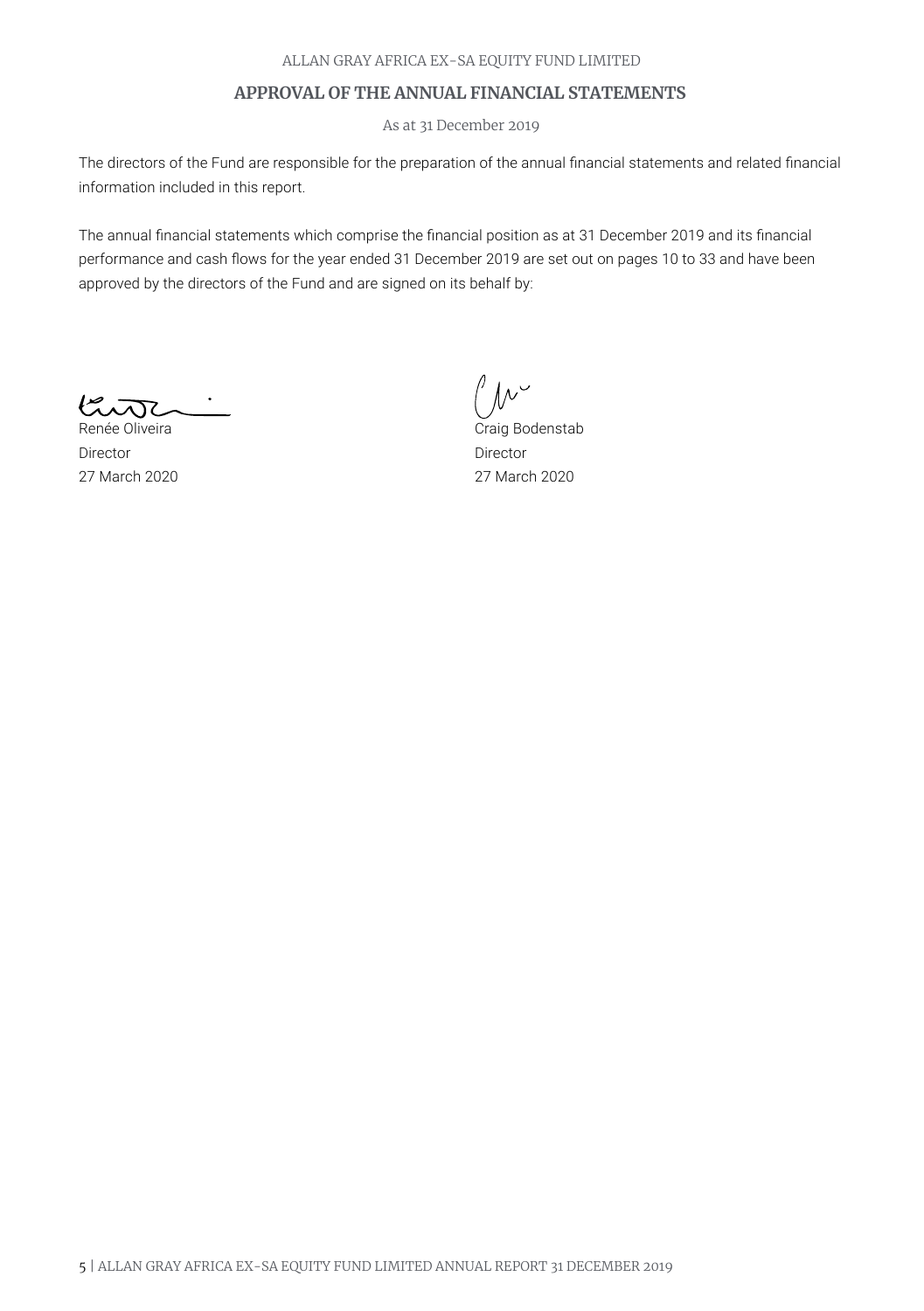## APPROVAL OF THE ANNUAL FINANCIAL STATEMENTS

As at 31 December 2019

The directors of the Fund are responsible for the preparation of the annual financial statements and related financial information included in this report.

The annual financial statements which comprise the financial position as at 31 December 2019 and its financial performance and cash flows for the year ended 31 December 2019 are set out on pages 10 to 33 and have been approved by the directors of the Fund and are signed on its behalf by:

Renée Oliveira
Director
27 March 2020

Craig Bodenstab
Director
27 March 2020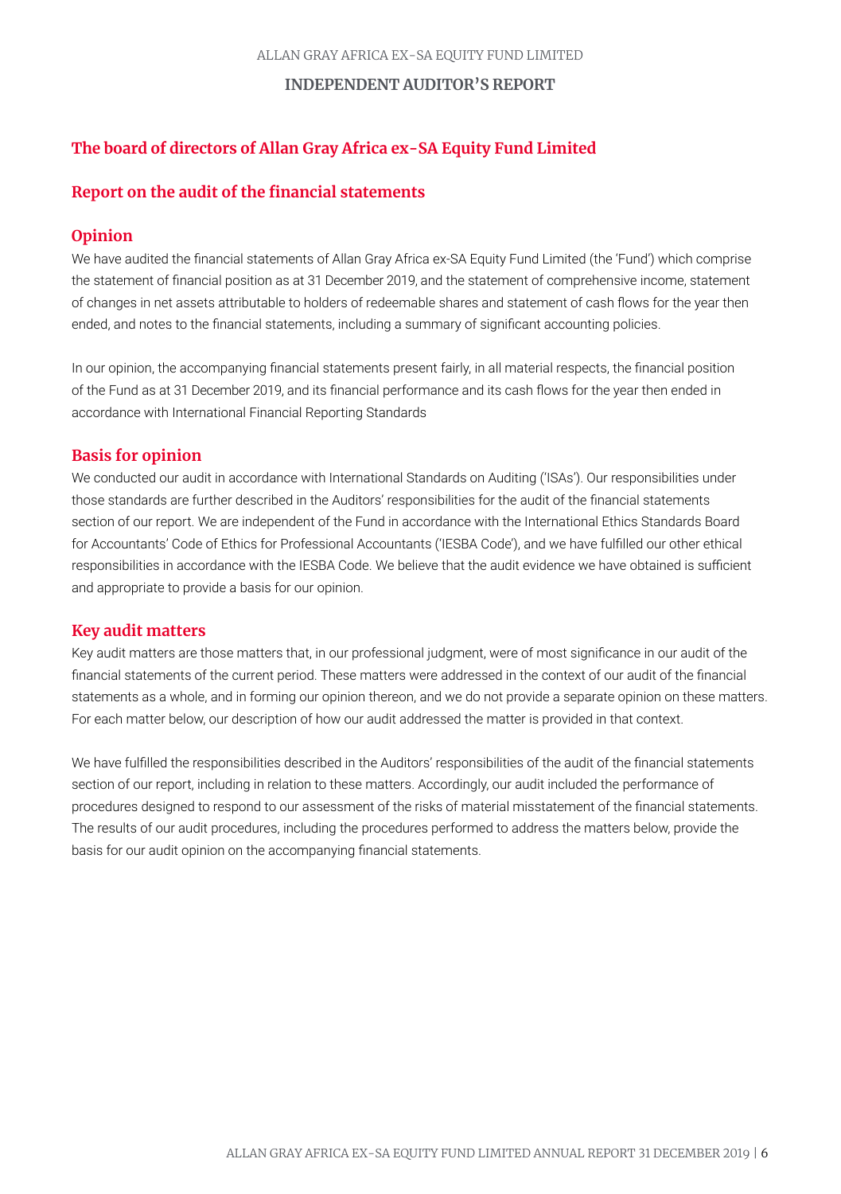ALLAN GRAY AFRICA EX-SA EQUITY FUND LIMITED

# INDEPENDENT AUDITOR'S REPORT

## The board of directors of Allan Gray Africa ex-SA Equity Fund Limited

## Report on the audit of the financial statements

### Opinion

We have audited the financial statements of Allan Gray Africa ex-SA Equity Fund Limited (the 'Fund') which comprise the statement of financial position as at 31 December 2019, and the statement of comprehensive income, statement of changes in net assets attributable to holders of redeemable shares and statement of cash flows for the year then ended, and notes to the financial statements, including a summary of significant accounting policies.

In our opinion, the accompanying financial statements present fairly, in all material respects, the financial position of the Fund as at 31 December 2019, and its financial performance and its cash flows for the year then ended in accordance with International Financial Reporting Standards

### Basis for opinion

We conducted our audit in accordance with International Standards on Auditing ('ISAs'). Our responsibilities under those standards are further described in the Auditors' responsibilities for the audit of the financial statements section of our report. We are independent of the Fund in accordance with the International Ethics Standards Board for Accountants' Code of Ethics for Professional Accountants ('IESBA Code'), and we have fulfilled our other ethical responsibilities in accordance with the IESBA Code. We believe that the audit evidence we have obtained is sufficient and appropriate to provide a basis for our opinion.

### Key audit matters

Key audit matters are those matters that, in our professional judgment, were of most significance in our audit of the financial statements of the current period. These matters were addressed in the context of our audit of the financial statements as a whole, and in forming our opinion thereon, and we do not provide a separate opinion on these matters. For each matter below, our description of how our audit addressed the matter is provided in that context.

We have fulfilled the responsibilities described in the Auditors' responsibilities of the audit of the financial statements section of our report, including in relation to these matters. Accordingly, our audit included the performance of procedures designed to respond to our assessment of the risks of material misstatement of the financial statements. The results of our audit procedures, including the procedures performed to address the matters below, provide the basis for our audit opinion on the accompanying financial statements.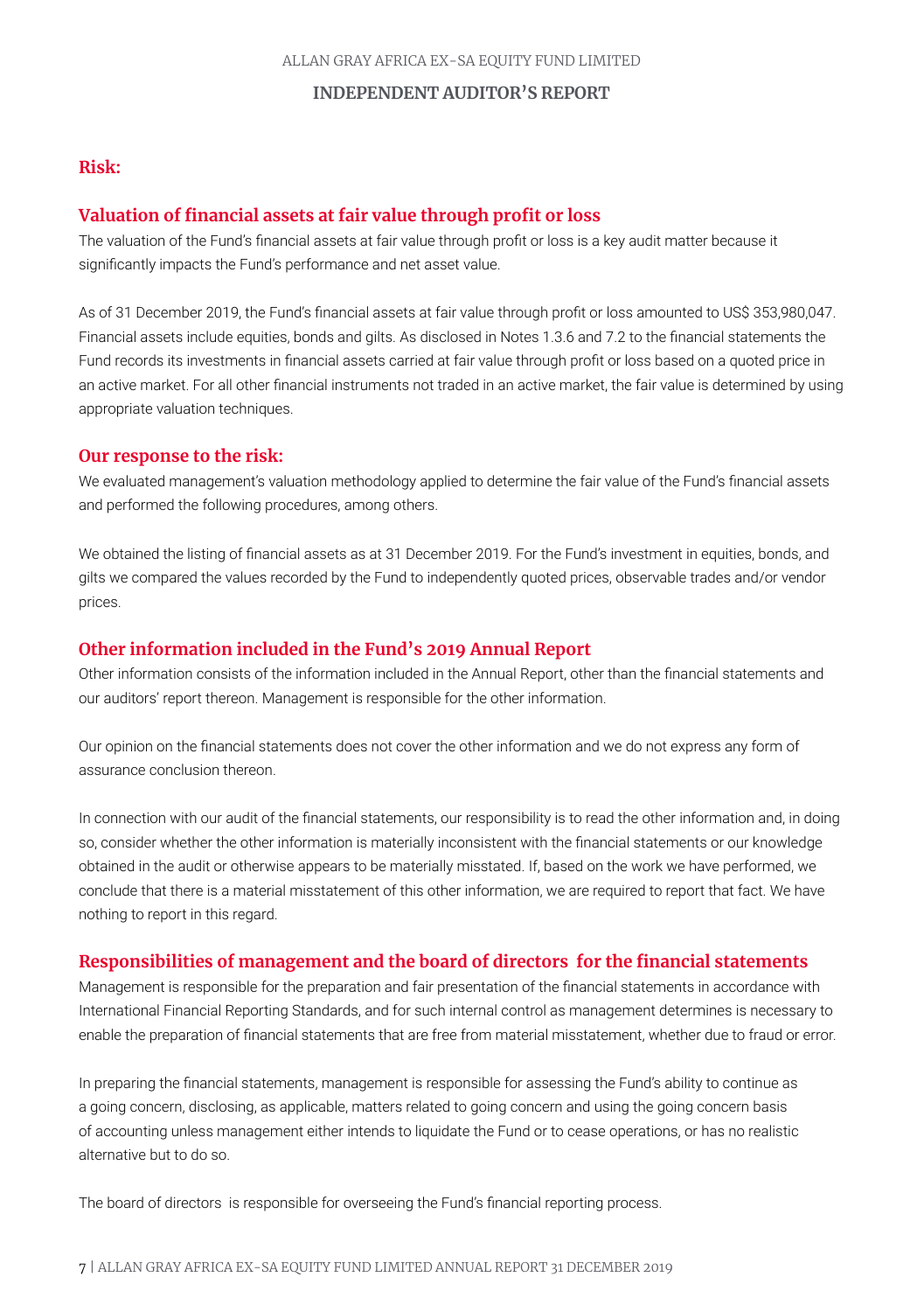### Risk:

### Valuation of financial assets at fair value through profit or loss

The valuation of the Fund's financial assets at fair value through profit or loss is a key audit matter because it significantly impacts the Fund's performance and net asset value.

As of 31 December 2019, the Fund's financial assets at fair value through profit or loss amounted to US$ 353,980,047. Financial assets include equities, bonds and gilts. As disclosed in Notes 1.3.6 and 7.2 to the financial statements the Fund records its investments in financial assets carried at fair value through profit or loss based on a quoted price in an active market. For all other financial instruments not traded in an active market, the fair value is determined by using appropriate valuation techniques.

### Our response to the risk:

We evaluated management's valuation methodology applied to determine the fair value of the Fund's financial assets and performed the following procedures, among others.

We obtained the listing of financial assets as at 31 December 2019. For the Fund's investment in equities, bonds, and gilts we compared the values recorded by the Fund to independently quoted prices, observable trades and/or vendor prices.

### Other information included in the Fund's 2019 Annual Report

Other information consists of the information included in the Annual Report, other than the financial statements and our auditors' report thereon. Management is responsible for the other information.

Our opinion on the financial statements does not cover the other information and we do not express any form of assurance conclusion thereon.

In connection with our audit of the financial statements, our responsibility is to read the other information and, in doing so, consider whether the other information is materially inconsistent with the financial statements or our knowledge obtained in the audit or otherwise appears to be materially misstated. If, based on the work we have performed, we conclude that there is a material misstatement of this other information, we are required to report that fact. We have nothing to report in this regard.

### Responsibilities of management and the board of directors for the financial statements

Management is responsible for the preparation and fair presentation of the financial statements in accordance with International Financial Reporting Standards, and for such internal control as management determines is necessary to enable the preparation of financial statements that are free from material misstatement, whether due to fraud or error.

In preparing the financial statements, management is responsible for assessing the Fund's ability to continue as a going concern, disclosing, as applicable, matters related to going concern and using the going concern basis of accounting unless management either intends to liquidate the Fund or to cease operations, or has no realistic alternative but to do so.

The board of directors is responsible for overseeing the Fund's financial reporting process.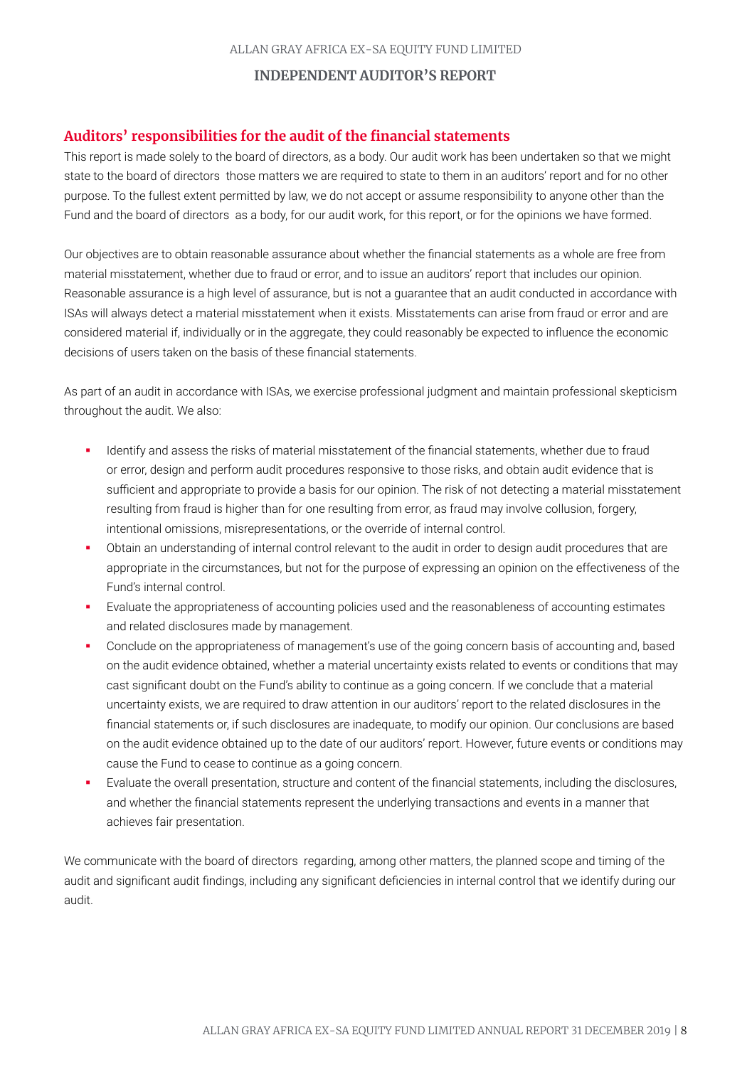## Auditors' responsibilities for the audit of the financial statements

This report is made solely to the board of directors, as a body. Our audit work has been undertaken so that we might state to the board of directors those matters we are required to state to them in an auditors' report and for no other purpose. To the fullest extent permitted by law, we do not accept or assume responsibility to anyone other than the Fund and the board of directors as a body, for our audit work, for this report, or for the opinions we have formed.

Our objectives are to obtain reasonable assurance about whether the financial statements as a whole are free from material misstatement, whether due to fraud or error, and to issue an auditors' report that includes our opinion. Reasonable assurance is a high level of assurance, but is not a guarantee that an audit conducted in accordance with ISAs will always detect a material misstatement when it exists. Misstatements can arise from fraud or error and are considered material if, individually or in the aggregate, they could reasonably be expected to influence the economic decisions of users taken on the basis of these financial statements.

As part of an audit in accordance with ISAs, we exercise professional judgment and maintain professional skepticism throughout the audit. We also:

- Identify and assess the risks of material misstatement of the financial statements, whether due to fraud or error, design and perform audit procedures responsive to those risks, and obtain audit evidence that is sufficient and appropriate to provide a basis for our opinion. The risk of not detecting a material misstatement resulting from fraud is higher than for one resulting from error, as fraud may involve collusion, forgery, intentional omissions, misrepresentations, or the override of internal control.
- Obtain an understanding of internal control relevant to the audit in order to design audit procedures that are appropriate in the circumstances, but not for the purpose of expressing an opinion on the effectiveness of the Fund's internal control.
- Evaluate the appropriateness of accounting policies used and the reasonableness of accounting estimates and related disclosures made by management.
- Conclude on the appropriateness of management's use of the going concern basis of accounting and, based on the audit evidence obtained, whether a material uncertainty exists related to events or conditions that may cast significant doubt on the Fund's ability to continue as a going concern. If we conclude that a material uncertainty exists, we are required to draw attention in our auditors' report to the related disclosures in the financial statements or, if such disclosures are inadequate, to modify our opinion. Our conclusions are based on the audit evidence obtained up to the date of our auditors' report. However, future events or conditions may cause the Fund to cease to continue as a going concern.
- Evaluate the overall presentation, structure and content of the financial statements, including the disclosures, and whether the financial statements represent the underlying transactions and events in a manner that achieves fair presentation.

We communicate with the board of directors regarding, among other matters, the planned scope and timing of the audit and significant audit findings, including any significant deficiencies in internal control that we identify during our audit.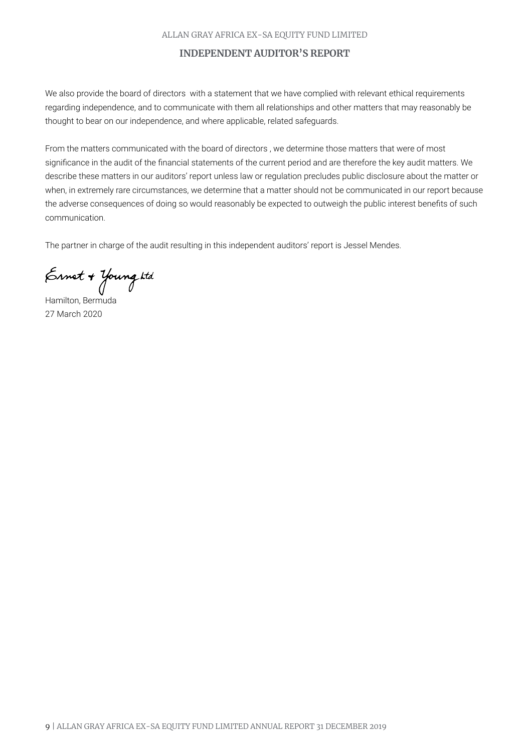We also provide the board of directors with a statement that we have complied with relevant ethical requirements regarding independence, and to communicate with them all relationships and other matters that may reasonably be thought to bear on our independence, and where applicable, related safeguards.

From the matters communicated with the board of directors , we determine those matters that were of most significance in the audit of the financial statements of the current period and are therefore the key audit matters. We describe these matters in our auditors' report unless law or regulation precludes public disclosure about the matter or when, in extremely rare circumstances, we determine that a matter should not be communicated in our report because the adverse consequences of doing so would reasonably be expected to outweigh the public interest benefits of such communication.

The partner in charge of the audit resulting in this independent auditors' report is Jessel Mendes.

Ernst & Young Ltd

Hamilton, Bermuda
27 March 2020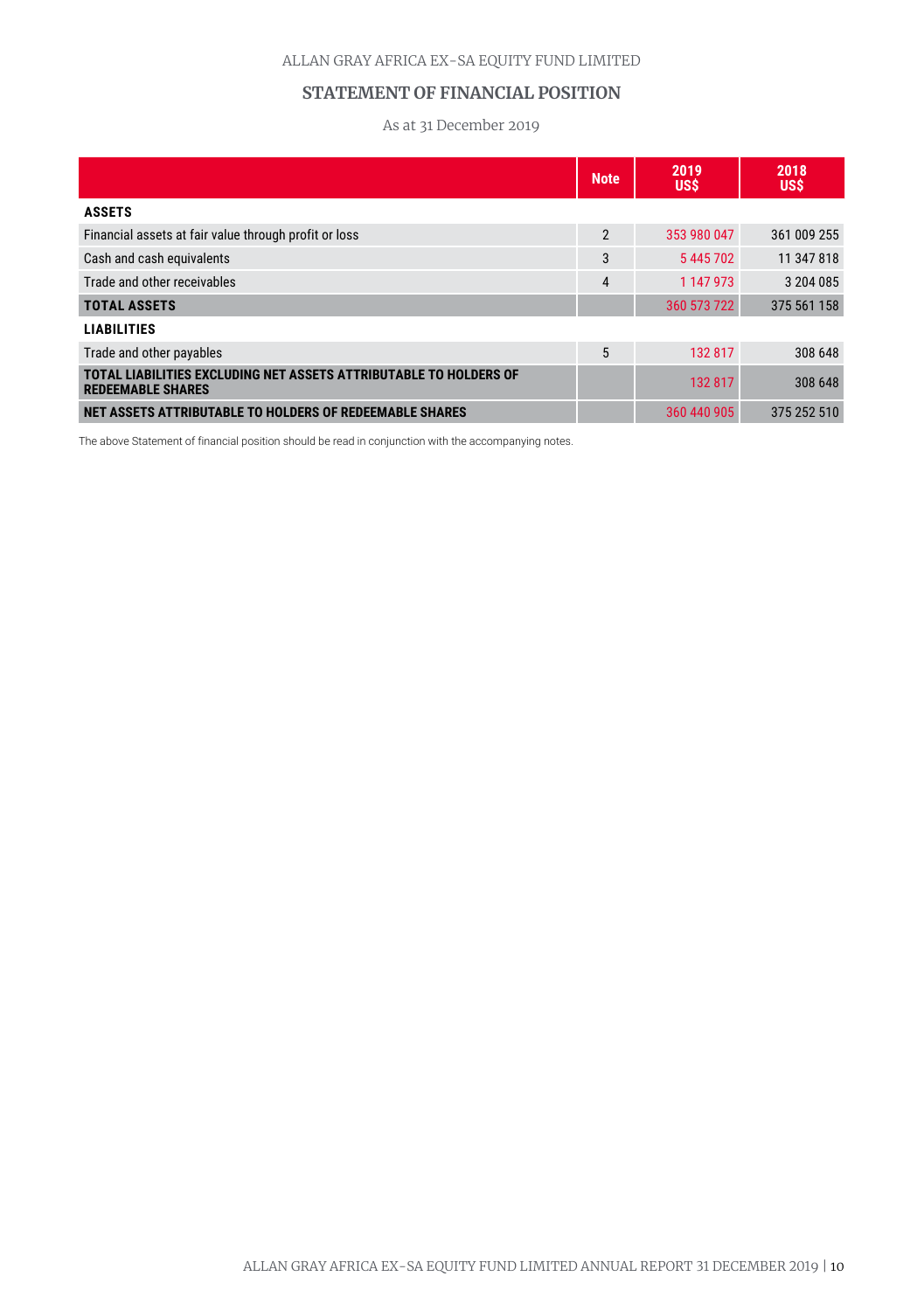ALLAN GRAY AFRICA EX-SA EQUITY FUND LIMITED

## STATEMENT OF FINANCIAL POSITION

As at 31 December 2019

| | Note | 2019 US$ | 2018 US$ |
|---|---|---|---|
| **ASSETS** | | | |
| Financial assets at fair value through profit or loss | 2 | 353 980 047 | 361 009 255 |
| Cash and cash equivalents | 3 | 5 445 702 | 11 347 818 |
| Trade and other receivables | 4 | 1 147 973 | 3 204 085 |
| **TOTAL ASSETS** | | 360 573 722 | 375 561 158 |
| **LIABILITIES** | | | |
| Trade and other payables | 5 | 132 817 | 308 648 |
| **TOTAL LIABILITIES EXCLUDING NET ASSETS ATTRIBUTABLE TO HOLDERS OF REDEEMABLE SHARES** | | 132 817 | 308 648 |
| **NET ASSETS ATTRIBUTABLE TO HOLDERS OF REDEEMABLE SHARES** | | 360 440 905 | 375 252 510 |

The above Statement of financial position should be read in conjunction with the accompanying notes.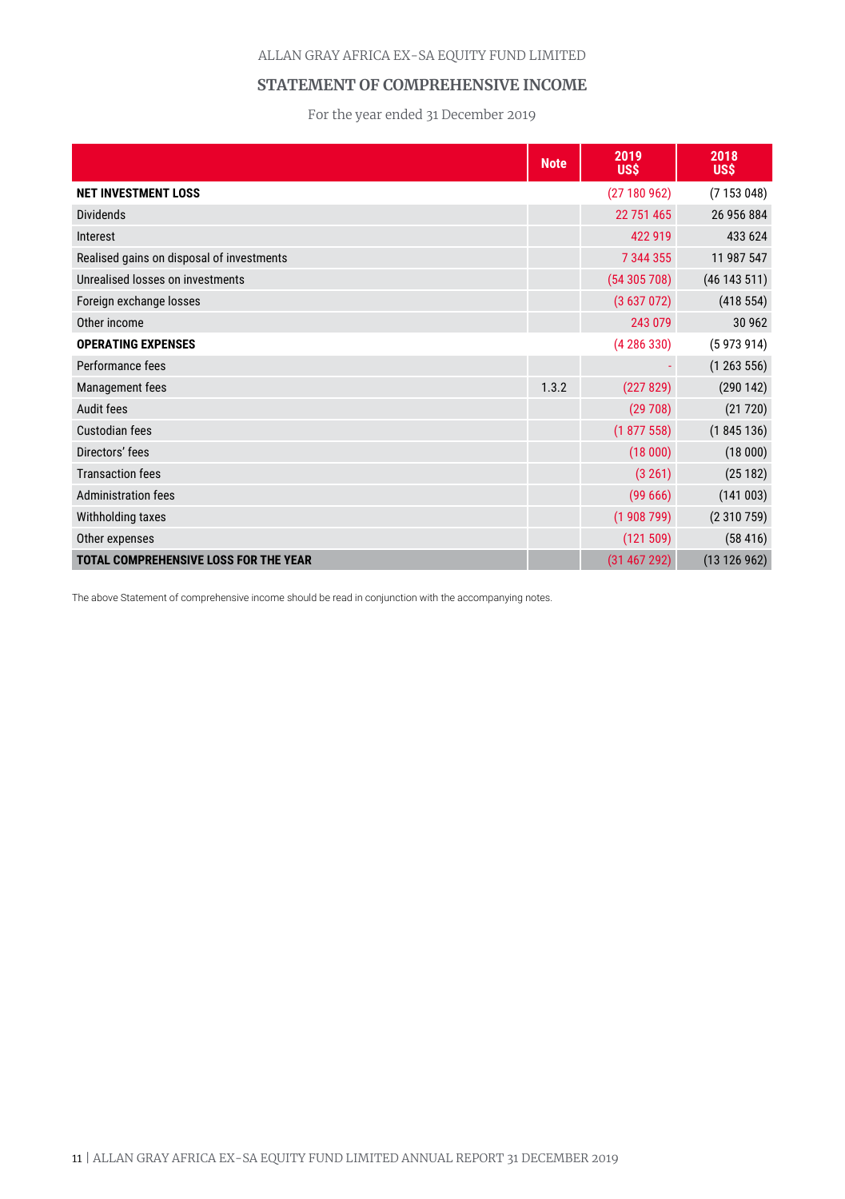ALLAN GRAY AFRICA EX-SA EQUITY FUND LIMITED

## STATEMENT OF COMPREHENSIVE INCOME

For the year ended 31 December 2019

| | Note | 2019 US$ | 2018 US$ |
|---|---|---|---|
| **NET INVESTMENT LOSS** | | (27 180 962) | (7 153 048) |
| Dividends | | 22 751 465 | 26 956 884 |
| Interest | | 422 919 | 433 624 |
| Realised gains on disposal of investments | | 7 344 355 | 11 987 547 |
| Unrealised losses on investments | | (54 305 708) | (46 143 511) |
| Foreign exchange losses | | (3 637 072) | (418 554) |
| Other income | | 243 079 | 30 962 |
| **OPERATING EXPENSES** | | (4 286 330) | (5 973 914) |
| Performance fees | | - | (1 263 556) |
| Management fees | 1.3.2 | (227 829) | (290 142) |
| Audit fees | | (29 708) | (21 720) |
| Custodian fees | | (1 877 558) | (1 845 136) |
| Directors' fees | | (18 000) | (18 000) |
| Transaction fees | | (3 261) | (25 182) |
| Administration fees | | (99 666) | (141 003) |
| Withholding taxes | | (1 908 799) | (2 310 759) |
| Other expenses | | (121 509) | (58 416) |
| **TOTAL COMPREHENSIVE LOSS FOR THE YEAR** | | (31 467 292) | (13 126 962) |

The above Statement of comprehensive income should be read in conjunction with the accompanying notes.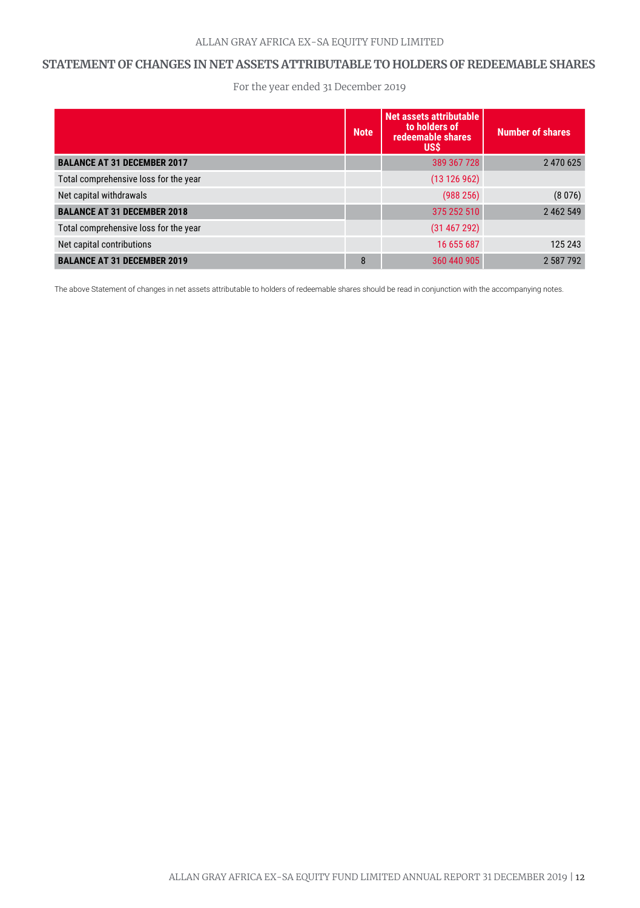## STATEMENT OF CHANGES IN NET ASSETS ATTRIBUTABLE TO HOLDERS OF REDEEMABLE SHARES

For the year ended 31 December 2019

| | Note | Net assets attributable to holders of redeemable shares US$ | Number of shares |
|---|---|---|---|
| **BALANCE AT 31 DECEMBER 2017** | | 389 367 728 | 2 470 625 |
| Total comprehensive loss for the year | | (13 126 962) | |
| Net capital withdrawals | | (988 256) | (8 076) |
| **BALANCE AT 31 DECEMBER 2018** | | 375 252 510 | 2 462 549 |
| Total comprehensive loss for the year | | (31 467 292) | |
| Net capital contributions | | 16 655 687 | 125 243 |
| **BALANCE AT 31 DECEMBER 2019** | 8 | 360 440 905 | 2 587 792 |

The above Statement of changes in net assets attributable to holders of redeemable shares should be read in conjunction with the accompanying notes.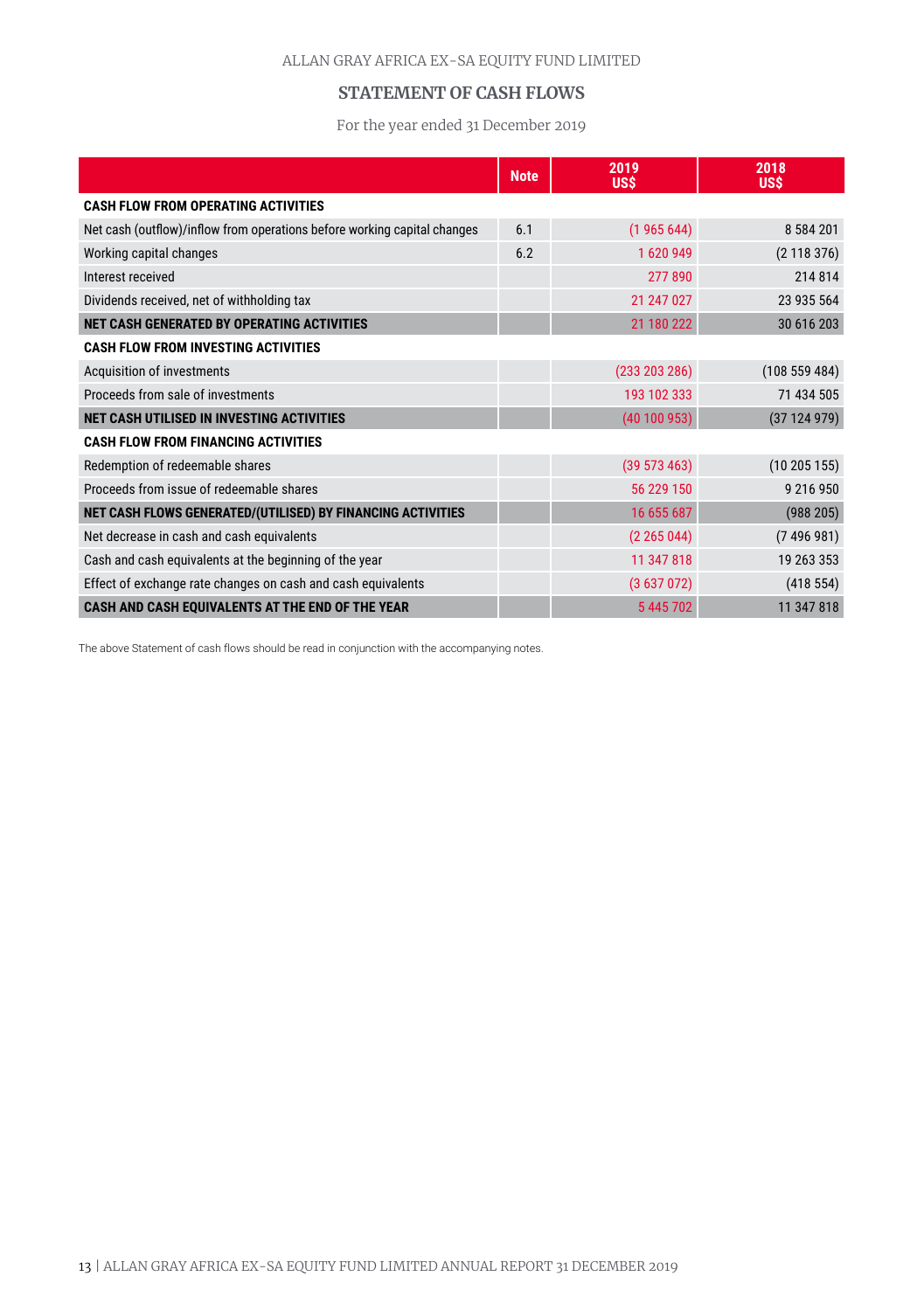ALLAN GRAY AFRICA EX-SA EQUITY FUND LIMITED

## STATEMENT OF CASH FLOWS

For the year ended 31 December 2019

| | Note | 2019 US$ | 2018 US$ |
|---|---|---|---|
| **CASH FLOW FROM OPERATING ACTIVITIES** | | | |
| Net cash (outflow)/inflow from operations before working capital changes | 6.1 | (1 965 644) | 8 584 201 |
| Working capital changes | 6.2 | 1 620 949 | (2 118 376) |
| Interest received | | 277 890 | 214 814 |
| Dividends received, net of withholding tax | | 21 247 027 | 23 935 564 |
| **NET CASH GENERATED BY OPERATING ACTIVITIES** | | 21 180 222 | 30 616 203 |
| **CASH FLOW FROM INVESTING ACTIVITIES** | | | |
| Acquisition of investments | | (233 203 286) | (108 559 484) |
| Proceeds from sale of investments | | 193 102 333 | 71 434 505 |
| **NET CASH UTILISED IN INVESTING ACTIVITIES** | | (40 100 953) | (37 124 979) |
| **CASH FLOW FROM FINANCING ACTIVITIES** | | | |
| Redemption of redeemable shares | | (39 573 463) | (10 205 155) |
| Proceeds from issue of redeemable shares | | 56 229 150 | 9 216 950 |
| **NET CASH FLOWS GENERATED/(UTILISED) BY FINANCING ACTIVITIES** | | 16 655 687 | (988 205) |
| Net decrease in cash and cash equivalents | | (2 265 044) | (7 496 981) |
| Cash and cash equivalents at the beginning of the year | | 11 347 818 | 19 263 353 |
| Effect of exchange rate changes on cash and cash equivalents | | (3 637 072) | (418 554) |
| **CASH AND CASH EQUIVALENTS AT THE END OF THE YEAR** | | 5 445 702 | 11 347 818 |

The above Statement of cash flows should be read in conjunction with the accompanying notes.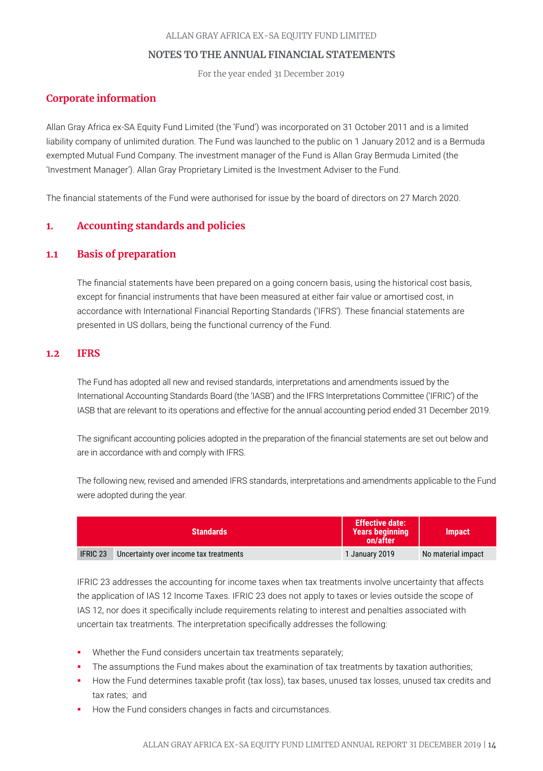# NOTES TO THE ANNUAL FINANCIAL STATEMENTS

For the year ended 31 December 2019

## Corporate information

Allan Gray Africa ex-SA Equity Fund Limited (the 'Fund') was incorporated on 31 October 2011 and is a limited liability company of unlimited duration. The Fund was launched to the public on 1 January 2012 and is a Bermuda exempted Mutual Fund Company. The investment manager of the Fund is Allan Gray Bermuda Limited (the 'Investment Manager'). Allan Gray Proprietary Limited is the Investment Adviser to the Fund.

The financial statements of the Fund were authorised for issue by the board of directors on 27 March 2020.

## 1. Accounting standards and policies

### 1.1 Basis of preparation

The financial statements have been prepared on a going concern basis, using the historical cost basis, except for financial instruments that have been measured at either fair value or amortised cost, in accordance with International Financial Reporting Standards ('IFRS'). These financial statements are presented in US dollars, being the functional currency of the Fund.

### 1.2 IFRS

The Fund has adopted all new and revised standards, interpretations and amendments issued by the International Accounting Standards Board (the 'IASB') and the IFRS Interpretations Committee ('IFRIC') of the IASB that are relevant to its operations and effective for the annual accounting period ended 31 December 2019.

The significant accounting policies adopted in the preparation of the financial statements are set out below and are in accordance with and comply with IFRS.

The following new, revised and amended IFRS standards, interpretations and amendments applicable to the Fund were adopted during the year.

| Standards | | Effective date: Years beginning on/after | Impact |
|---|---|---|---|
| IFRIC 23 | Uncertainty over income tax treatments | 1 January 2019 | No material impact |

IFRIC 23 addresses the accounting for income taxes when tax treatments involve uncertainty that affects the application of IAS 12 Income Taxes. IFRIC 23 does not apply to taxes or levies outside the scope of IAS 12, nor does it specifically include requirements relating to interest and penalties associated with uncertain tax treatments. The interpretation specifically addresses the following:

- Whether the Fund considers uncertain tax treatments separately;
- The assumptions the Fund makes about the examination of tax treatments by taxation authorities;
- How the Fund determines taxable profit (tax loss), tax bases, unused tax losses, unused tax credits and tax rates; and
- How the Fund considers changes in facts and circumstances.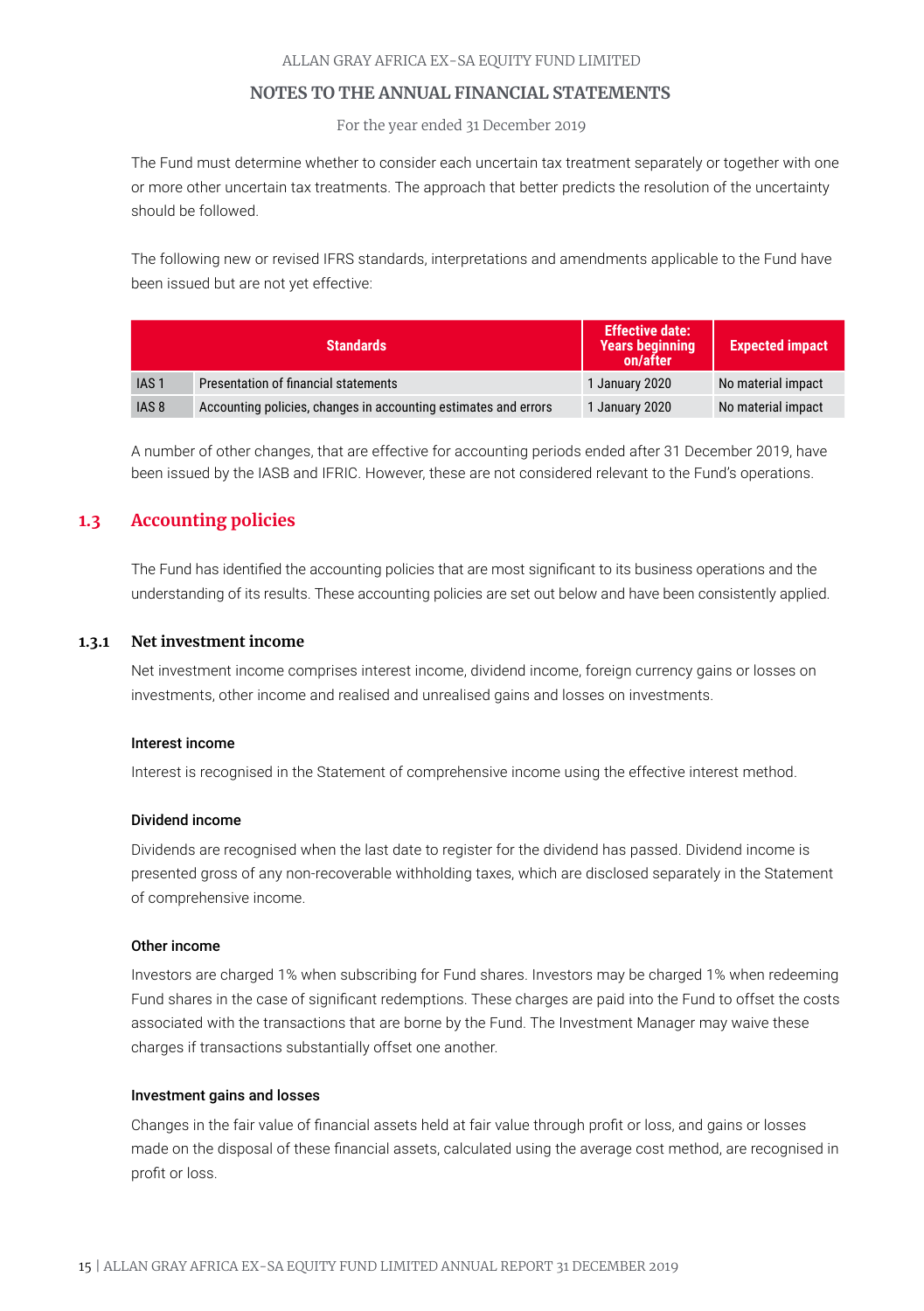The Fund must determine whether to consider each uncertain tax treatment separately or together with one or more other uncertain tax treatments. The approach that better predicts the resolution of the uncertainty should be followed.

The following new or revised IFRS standards, interpretations and amendments applicable to the Fund have been issued but are not yet effective:

| Standards | | Effective date: Years beginning on/after | Expected impact |
|---|---|---|---|
| IAS 1 | Presentation of financial statements | 1 January 2020 | No material impact |
| IAS 8 | Accounting policies, changes in accounting estimates and errors | 1 January 2020 | No material impact |

A number of other changes, that are effective for accounting periods ended after 31 December 2019, have been issued by the IASB and IFRIC. However, these are not considered relevant to the Fund's operations.

## 1.3 Accounting policies

The Fund has identified the accounting policies that are most significant to its business operations and the understanding of its results. These accounting policies are set out below and have been consistently applied.

### 1.3.1 Net investment income

Net investment income comprises interest income, dividend income, foreign currency gains or losses on investments, other income and realised and unrealised gains and losses on investments.

**Interest income**

Interest is recognised in the Statement of comprehensive income using the effective interest method.

**Dividend income**

Dividends are recognised when the last date to register for the dividend has passed. Dividend income is presented gross of any non-recoverable withholding taxes, which are disclosed separately in the Statement of comprehensive income.

**Other income**

Investors are charged 1% when subscribing for Fund shares. Investors may be charged 1% when redeeming Fund shares in the case of significant redemptions. These charges are paid into the Fund to offset the costs associated with the transactions that are borne by the Fund. The Investment Manager may waive these charges if transactions substantially offset one another.

**Investment gains and losses**

Changes in the fair value of financial assets held at fair value through profit or loss, and gains or losses made on the disposal of these financial assets, calculated using the average cost method, are recognised in profit or loss.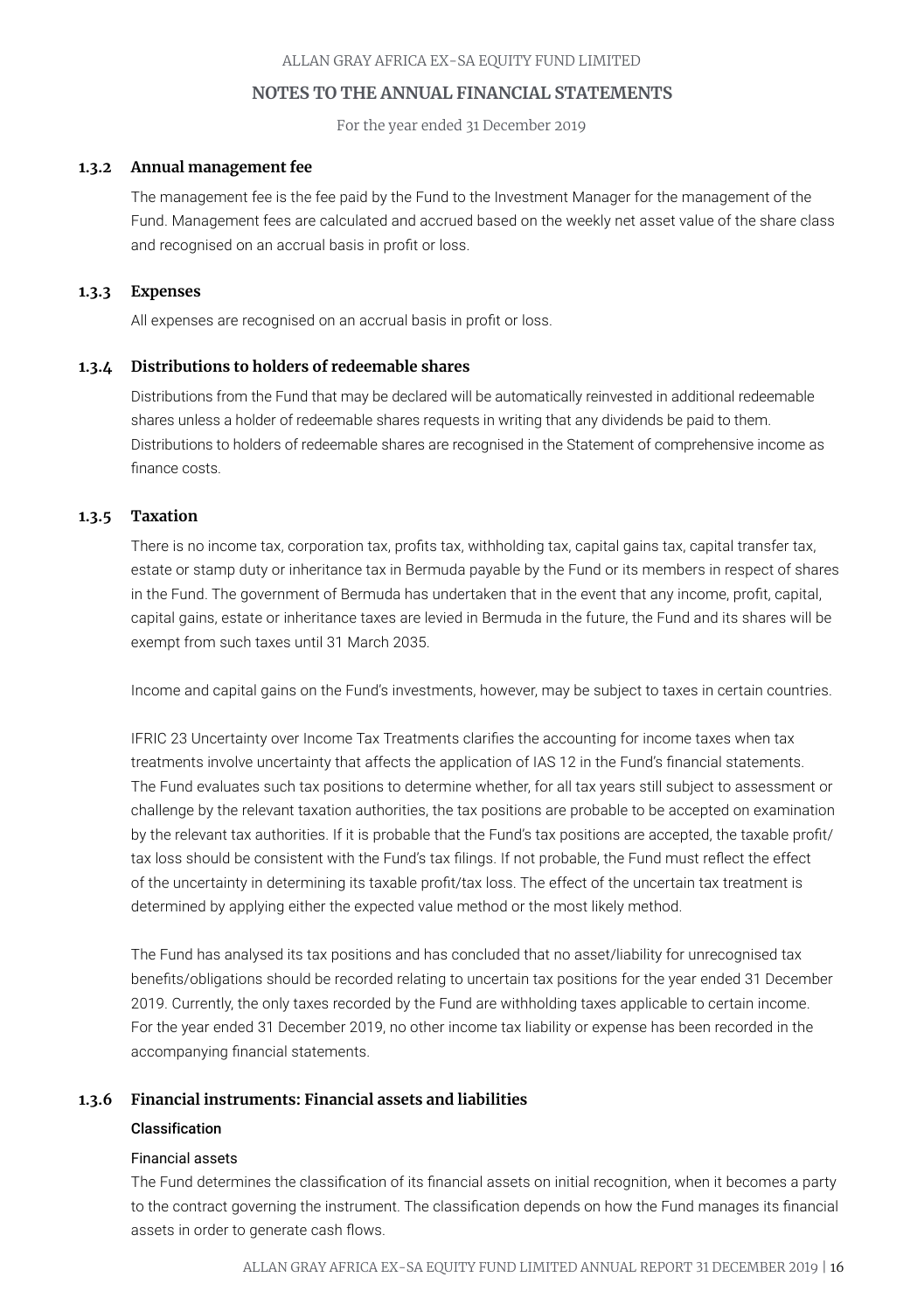### 1.3.2 Annual management fee

The management fee is the fee paid by the Fund to the Investment Manager for the management of the Fund. Management fees are calculated and accrued based on the weekly net asset value of the share class and recognised on an accrual basis in profit or loss.

### 1.3.3 Expenses

All expenses are recognised on an accrual basis in profit or loss.

### 1.3.4 Distributions to holders of redeemable shares

Distributions from the Fund that may be declared will be automatically reinvested in additional redeemable shares unless a holder of redeemable shares requests in writing that any dividends be paid to them. Distributions to holders of redeemable shares are recognised in the Statement of comprehensive income as finance costs.

### 1.3.5 Taxation

There is no income tax, corporation tax, profits tax, withholding tax, capital gains tax, capital transfer tax, estate or stamp duty or inheritance tax in Bermuda payable by the Fund or its members in respect of shares in the Fund. The government of Bermuda has undertaken that in the event that any income, profit, capital, capital gains, estate or inheritance taxes are levied in Bermuda in the future, the Fund and its shares will be exempt from such taxes until 31 March 2035.

Income and capital gains on the Fund's investments, however, may be subject to taxes in certain countries.

IFRIC 23 Uncertainty over Income Tax Treatments clarifies the accounting for income taxes when tax treatments involve uncertainty that affects the application of IAS 12 in the Fund's financial statements. The Fund evaluates such tax positions to determine whether, for all tax years still subject to assessment or challenge by the relevant taxation authorities, the tax positions are probable to be accepted on examination by the relevant tax authorities. If it is probable that the Fund's tax positions are accepted, the taxable profit/tax loss should be consistent with the Fund's tax filings. If not probable, the Fund must reflect the effect of the uncertainty in determining its taxable profit/tax loss. The effect of the uncertain tax treatment is determined by applying either the expected value method or the most likely method.

The Fund has analysed its tax positions and has concluded that no asset/liability for unrecognised tax benefits/obligations should be recorded relating to uncertain tax positions for the year ended 31 December 2019. Currently, the only taxes recorded by the Fund are withholding taxes applicable to certain income. For the year ended 31 December 2019, no other income tax liability or expense has been recorded in the accompanying financial statements.

### 1.3.6 Financial instruments: Financial assets and liabilities

#### Classification

##### Financial assets

The Fund determines the classification of its financial assets on initial recognition, when it becomes a party to the contract governing the instrument. The classification depends on how the Fund manages its financial assets in order to generate cash flows.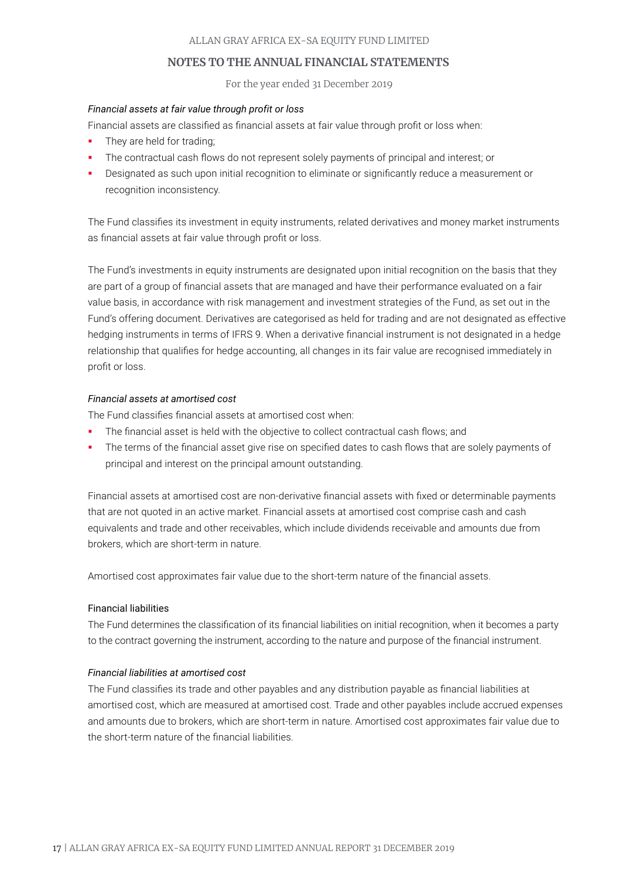*Financial assets at fair value through profit or loss*

Financial assets are classified as financial assets at fair value through profit or loss when:

- They are held for trading;
- The contractual cash flows do not represent solely payments of principal and interest; or
- Designated as such upon initial recognition to eliminate or significantly reduce a measurement or recognition inconsistency.

The Fund classifies its investment in equity instruments, related derivatives and money market instruments as financial assets at fair value through profit or loss.

The Fund's investments in equity instruments are designated upon initial recognition on the basis that they are part of a group of financial assets that are managed and have their performance evaluated on a fair value basis, in accordance with risk management and investment strategies of the Fund, as set out in the Fund's offering document. Derivatives are categorised as held for trading and are not designated as effective hedging instruments in terms of IFRS 9. When a derivative financial instrument is not designated in a hedge relationship that qualifies for hedge accounting, all changes in its fair value are recognised immediately in profit or loss.

*Financial assets at amortised cost*

The Fund classifies financial assets at amortised cost when:

- The financial asset is held with the objective to collect contractual cash flows; and
- The terms of the financial asset give rise on specified dates to cash flows that are solely payments of principal and interest on the principal amount outstanding.

Financial assets at amortised cost are non-derivative financial assets with fixed or determinable payments that are not quoted in an active market. Financial assets at amortised cost comprise cash and cash equivalents and trade and other receivables, which include dividends receivable and amounts due from brokers, which are short-term in nature.

Amortised cost approximates fair value due to the short-term nature of the financial assets.

Financial liabilities

The Fund determines the classification of its financial liabilities on initial recognition, when it becomes a party to the contract governing the instrument, according to the nature and purpose of the financial instrument.

*Financial liabilities at amortised cost*

The Fund classifies its trade and other payables and any distribution payable as financial liabilities at amortised cost, which are measured at amortised cost. Trade and other payables include accrued expenses and amounts due to brokers, which are short-term in nature. Amortised cost approximates fair value due to the short-term nature of the financial liabilities.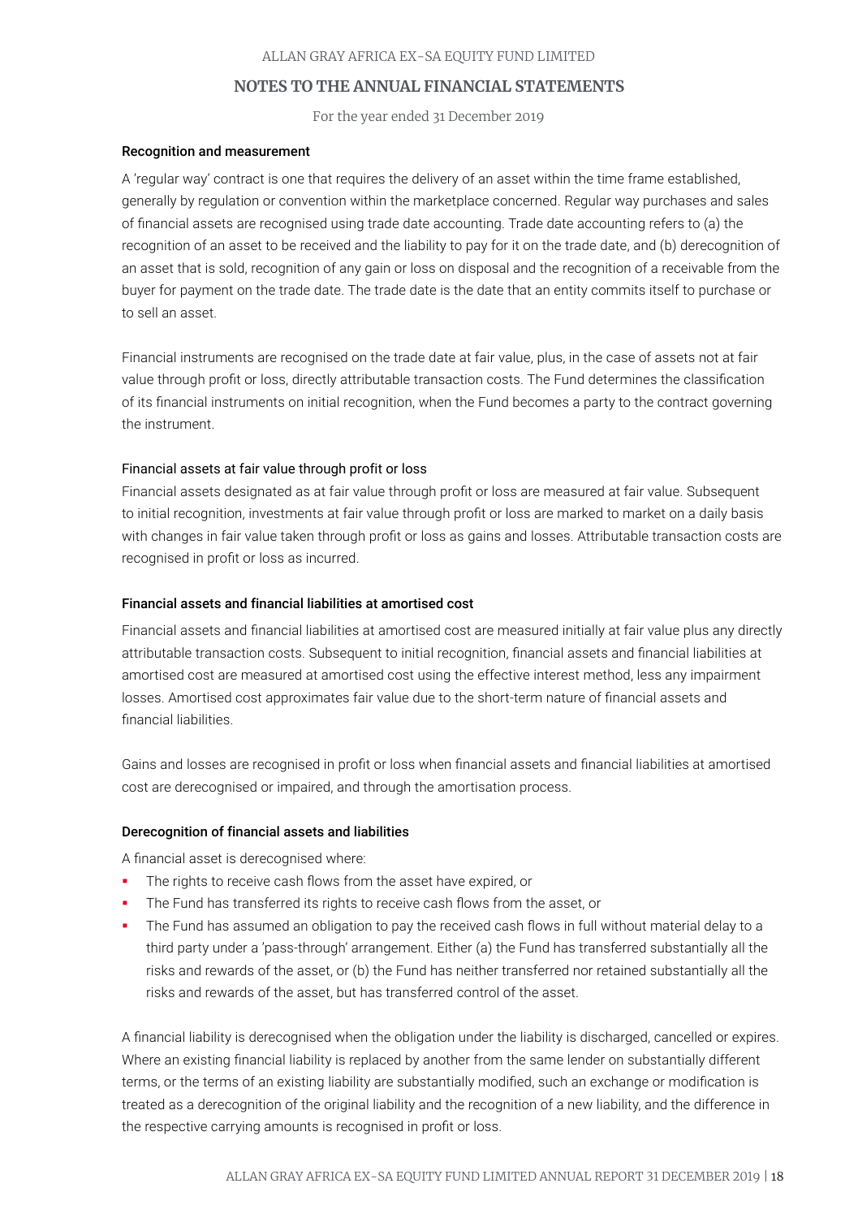#### Recognition and measurement

A 'regular way' contract is one that requires the delivery of an asset within the time frame established, generally by regulation or convention within the marketplace concerned. Regular way purchases and sales of financial assets are recognised using trade date accounting. Trade date accounting refers to (a) the recognition of an asset to be received and the liability to pay for it on the trade date, and (b) derecognition of an asset that is sold, recognition of any gain or loss on disposal and the recognition of a receivable from the buyer for payment on the trade date. The trade date is the date that an entity commits itself to purchase or to sell an asset.

Financial instruments are recognised on the trade date at fair value, plus, in the case of assets not at fair value through profit or loss, directly attributable transaction costs. The Fund determines the classification of its financial instruments on initial recognition, when the Fund becomes a party to the contract governing the instrument.

Financial assets at fair value through profit or loss

Financial assets designated as at fair value through profit or loss are measured at fair value. Subsequent to initial recognition, investments at fair value through profit or loss are marked to market on a daily basis with changes in fair value taken through profit or loss as gains and losses. Attributable transaction costs are recognised in profit or loss as incurred.

#### Financial assets and financial liabilities at amortised cost

Financial assets and financial liabilities at amortised cost are measured initially at fair value plus any directly attributable transaction costs. Subsequent to initial recognition, financial assets and financial liabilities at amortised cost are measured at amortised cost using the effective interest method, less any impairment losses. Amortised cost approximates fair value due to the short-term nature of financial assets and financial liabilities.

Gains and losses are recognised in profit or loss when financial assets and financial liabilities at amortised cost are derecognised or impaired, and through the amortisation process.

#### Derecognition of financial assets and liabilities

A financial asset is derecognised where:

- The rights to receive cash flows from the asset have expired, or
- The Fund has transferred its rights to receive cash flows from the asset, or
- The Fund has assumed an obligation to pay the received cash flows in full without material delay to a third party under a 'pass-through' arrangement. Either (a) the Fund has transferred substantially all the risks and rewards of the asset, or (b) the Fund has neither transferred nor retained substantially all the risks and rewards of the asset, but has transferred control of the asset.

A financial liability is derecognised when the obligation under the liability is discharged, cancelled or expires. Where an existing financial liability is replaced by another from the same lender on substantially different terms, or the terms of an existing liability are substantially modified, such an exchange or modification is treated as a derecognition of the original liability and the recognition of a new liability, and the difference in the respective carrying amounts is recognised in profit or loss.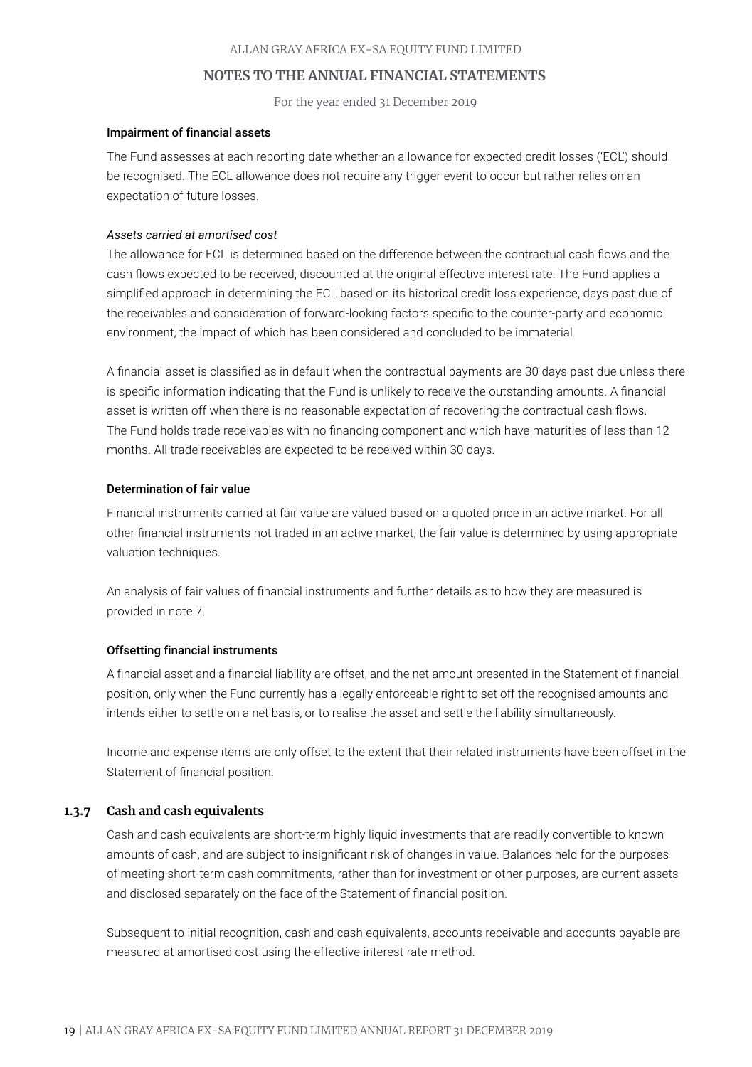#### Impairment of financial assets

The Fund assesses at each reporting date whether an allowance for expected credit losses ('ECL') should be recognised. The ECL allowance does not require any trigger event to occur but rather relies on an expectation of future losses.

*Assets carried at amortised cost*

The allowance for ECL is determined based on the difference between the contractual cash flows and the cash flows expected to be received, discounted at the original effective interest rate. The Fund applies a simplified approach in determining the ECL based on its historical credit loss experience, days past due of the receivables and consideration of forward-looking factors specific to the counter-party and economic environment, the impact of which has been considered and concluded to be immaterial.

A financial asset is classified as in default when the contractual payments are 30 days past due unless there is specific information indicating that the Fund is unlikely to receive the outstanding amounts. A financial asset is written off when there is no reasonable expectation of recovering the contractual cash flows. The Fund holds trade receivables with no financing component and which have maturities of less than 12 months. All trade receivables are expected to be received within 30 days.

#### Determination of fair value

Financial instruments carried at fair value are valued based on a quoted price in an active market. For all other financial instruments not traded in an active market, the fair value is determined by using appropriate valuation techniques.

An analysis of fair values of financial instruments and further details as to how they are measured is provided in note 7.

#### Offsetting financial instruments

A financial asset and a financial liability are offset, and the net amount presented in the Statement of financial position, only when the Fund currently has a legally enforceable right to set off the recognised amounts and intends either to settle on a net basis, or to realise the asset and settle the liability simultaneously.

Income and expense items are only offset to the extent that their related instruments have been offset in the Statement of financial position.

### 1.3.7 Cash and cash equivalents

Cash and cash equivalents are short-term highly liquid investments that are readily convertible to known amounts of cash, and are subject to insignificant risk of changes in value. Balances held for the purposes of meeting short-term cash commitments, rather than for investment or other purposes, are current assets and disclosed separately on the face of the Statement of financial position.

Subsequent to initial recognition, cash and cash equivalents, accounts receivable and accounts payable are measured at amortised cost using the effective interest rate method.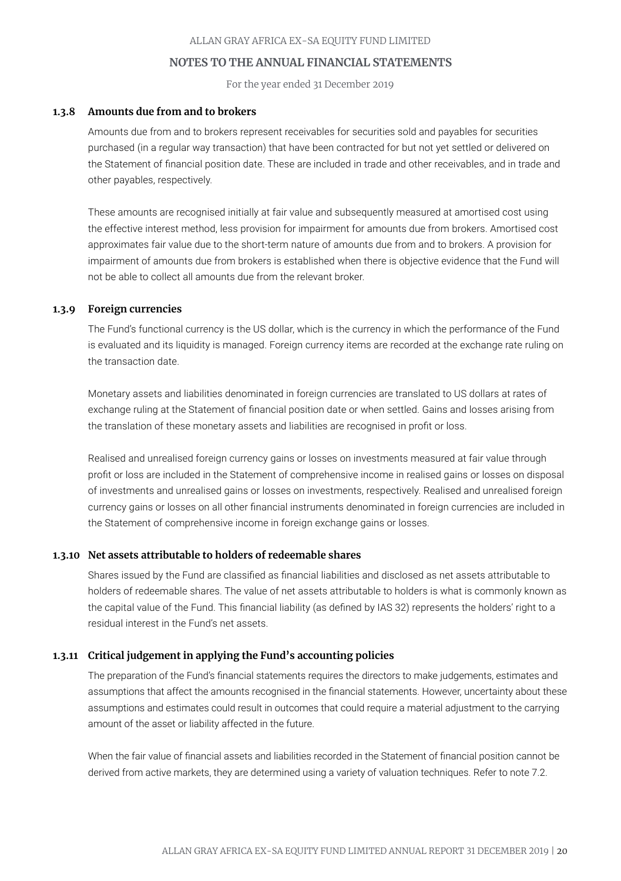#### 1.3.8 Amounts due from and to brokers

Amounts due from and to brokers represent receivables for securities sold and payables for securities purchased (in a regular way transaction) that have been contracted for but not yet settled or delivered on the Statement of financial position date. These are included in trade and other receivables, and in trade and other payables, respectively.

These amounts are recognised initially at fair value and subsequently measured at amortised cost using the effective interest method, less provision for impairment for amounts due from brokers. Amortised cost approximates fair value due to the short-term nature of amounts due from and to brokers. A provision for impairment of amounts due from brokers is established when there is objective evidence that the Fund will not be able to collect all amounts due from the relevant broker.

#### 1.3.9 Foreign currencies

The Fund's functional currency is the US dollar, which is the currency in which the performance of the Fund is evaluated and its liquidity is managed. Foreign currency items are recorded at the exchange rate ruling on the transaction date.

Monetary assets and liabilities denominated in foreign currencies are translated to US dollars at rates of exchange ruling at the Statement of financial position date or when settled. Gains and losses arising from the translation of these monetary assets and liabilities are recognised in profit or loss.

Realised and unrealised foreign currency gains or losses on investments measured at fair value through profit or loss are included in the Statement of comprehensive income in realised gains or losses on disposal of investments and unrealised gains or losses on investments, respectively. Realised and unrealised foreign currency gains or losses on all other financial instruments denominated in foreign currencies are included in the Statement of comprehensive income in foreign exchange gains or losses.

#### 1.3.10 Net assets attributable to holders of redeemable shares

Shares issued by the Fund are classified as financial liabilities and disclosed as net assets attributable to holders of redeemable shares. The value of net assets attributable to holders is what is commonly known as the capital value of the Fund. This financial liability (as defined by IAS 32) represents the holders' right to a residual interest in the Fund's net assets.

#### 1.3.11 Critical judgement in applying the Fund's accounting policies

The preparation of the Fund's financial statements requires the directors to make judgements, estimates and assumptions that affect the amounts recognised in the financial statements. However, uncertainty about these assumptions and estimates could result in outcomes that could require a material adjustment to the carrying amount of the asset or liability affected in the future.

When the fair value of financial assets and liabilities recorded in the Statement of financial position cannot be derived from active markets, they are determined using a variety of valuation techniques. Refer to note 7.2.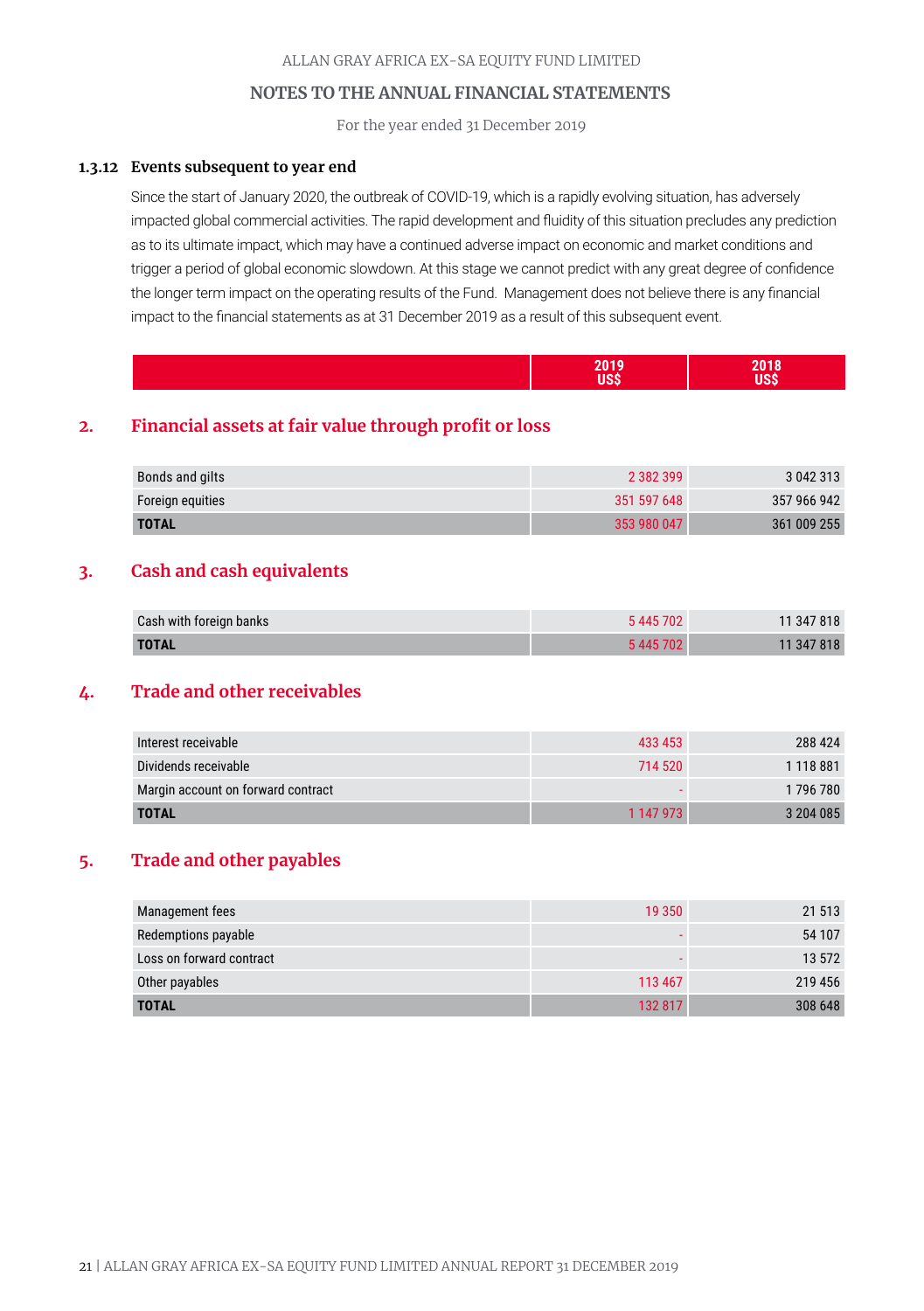### 1.3.12 Events subsequent to year end

Since the start of January 2020, the outbreak of COVID-19, which is a rapidly evolving situation, has adversely impacted global commercial activities. The rapid development and fluidity of this situation precludes any prediction as to its ultimate impact, which may have a continued adverse impact on economic and market conditions and trigger a period of global economic slowdown. At this stage we cannot predict with any great degree of confidence the longer term impact on the operating results of the Fund. Management does not believe there is any financial impact to the financial statements as at 31 December 2019 as a result of this subsequent event.

## 2. Financial assets at fair value through profit or loss

| | 2019 US$ | 2018 US$ |
|---|---|---|
| Bonds and gilts | 2 382 399 | 3 042 313 |
| Foreign equities | 351 597 648 | 357 966 942 |
| **TOTAL** | 353 980 047 | 361 009 255 |

## 3. Cash and cash equivalents

| | 2019 US$ | 2018 US$ |
|---|---|---|
| Cash with foreign banks | 5 445 702 | 11 347 818 |
| **TOTAL** | 5 445 702 | 11 347 818 |

## 4. Trade and other receivables

| | 2019 US$ | 2018 US$ |
|---|---|---|
| Interest receivable | 433 453 | 288 424 |
| Dividends receivable | 714 520 | 1 118 881 |
| Margin account on forward contract | - | 1 796 780 |
| **TOTAL** | 1 147 973 | 3 204 085 |

## 5. Trade and other payables

| | 2019 US$ | 2018 US$ |
|---|---|---|
| Management fees | 19 350 | 21 513 |
| Redemptions payable | - | 54 107 |
| Loss on forward contract | - | 13 572 |
| Other payables | 113 467 | 219 456 |
| **TOTAL** | 132 817 | 308 648 |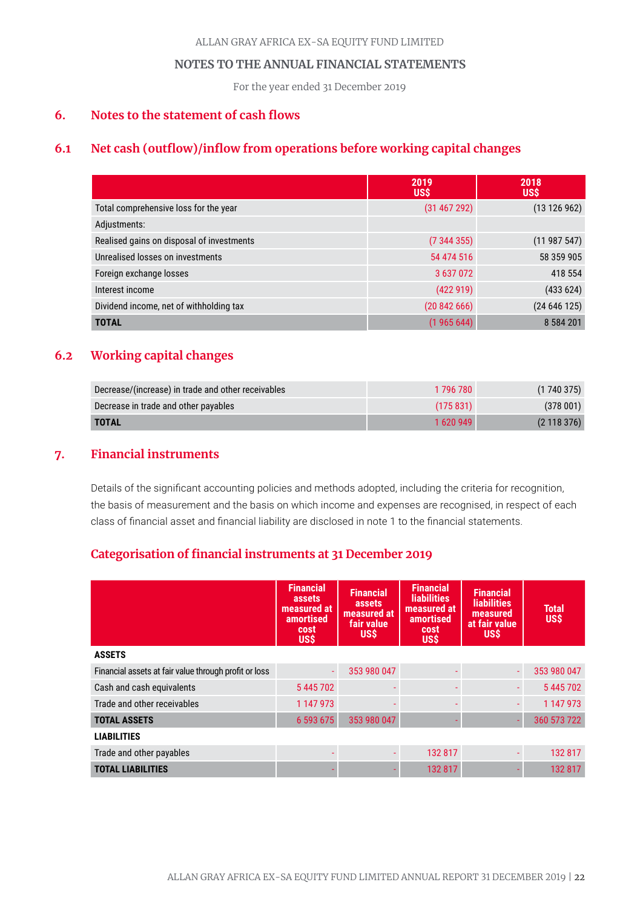ALLAN GRAY AFRICA EX-SA EQUITY FUND LIMITED

NOTES TO THE ANNUAL FINANCIAL STATEMENTS

For the year ended 31 December 2019

## 6. Notes to the statement of cash flows

### 6.1 Net cash (outflow)/inflow from operations before working capital changes

| | 2019 US$ | 2018 US$ |
|---|---|---|
| Total comprehensive loss for the year | (31 467 292) | (13 126 962) |
| Adjustments: | | |
| Realised gains on disposal of investments | (7 344 355) | (11 987 547) |
| Unrealised losses on investments | 54 474 516 | 58 359 905 |
| Foreign exchange losses | 3 637 072 | 418 554 |
| Interest income | (422 919) | (433 624) |
| Dividend income, net of withholding tax | (20 842 666) | (24 646 125) |
| **TOTAL** | **(1 965 644)** | **8 584 201** |

### 6.2 Working capital changes

| | 2019 US$ | 2018 US$ |
|---|---|---|
| Decrease/(increase) in trade and other receivables | 1 796 780 | (1 740 375) |
| Decrease in trade and other payables | (175 831) | (378 001) |
| **TOTAL** | **1 620 949** | **(2 118 376)** |

## 7. Financial instruments

Details of the significant accounting policies and methods adopted, including the criteria for recognition, the basis of measurement and the basis on which income and expenses are recognised, in respect of each class of financial asset and financial liability are disclosed in note 1 to the financial statements.

### Categorisation of financial instruments at 31 December 2019

| | Financial assets measured at amortised cost US$ | Financial assets measured at fair value US$ | Financial liabilities measured at amortised cost US$ | Financial liabilities measured at fair value US$ | Total US$ |
|---|---|---|---|---|---|
| **ASSETS** | | | | | |
| Financial assets at fair value through profit or loss | - | 353 980 047 | - | - | 353 980 047 |
| Cash and cash equivalents | 5 445 702 | - | - | - | 5 445 702 |
| Trade and other receivables | 1 147 973 | - | - | - | 1 147 973 |
| **TOTAL ASSETS** | **6 593 675** | **353 980 047** | **-** | **-** | **360 573 722** |
| **LIABILITIES** | | | | | |
| Trade and other payables | - | - | 132 817 | - | 132 817 |
| **TOTAL LIABILITIES** | **-** | **-** | **132 817** | **-** | **132 817** |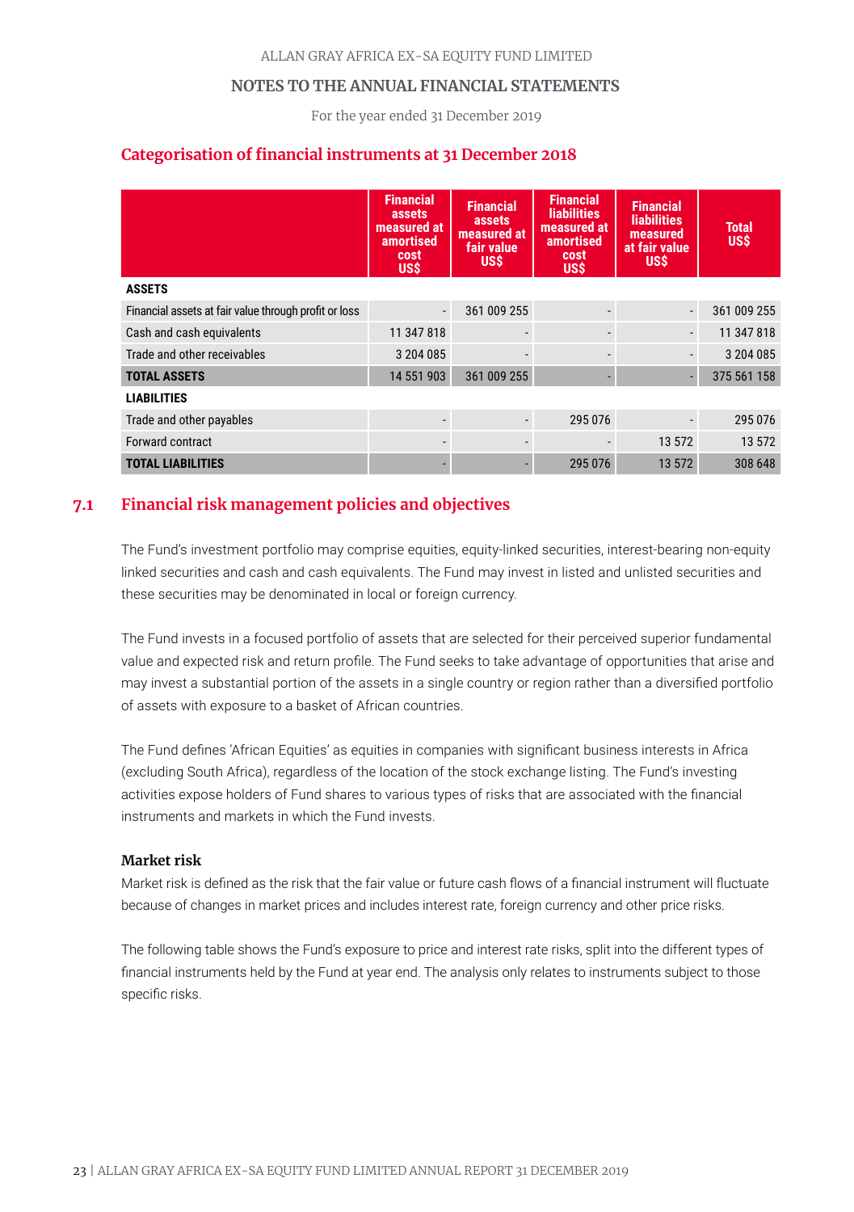## Categorisation of financial instruments at 31 December 2018

| | Financial assets measured at amortised cost US$ | Financial assets measured at fair value US$ | Financial liabilities measured at amortised cost US$ | Financial liabilities measured at fair value US$ | Total US$ |
|---|---|---|---|---|---|
| **ASSETS** | | | | | |
| Financial assets at fair value through profit or loss | - | 361 009 255 | - | - | 361 009 255 |
| Cash and cash equivalents | 11 347 818 | - | - | - | 11 347 818 |
| Trade and other receivables | 3 204 085 | - | - | - | 3 204 085 |
| **TOTAL ASSETS** | 14 551 903 | 361 009 255 | - | - | 375 561 158 |
| **LIABILITIES** | | | | | |
| Trade and other payables | - | - | 295 076 | - | 295 076 |
| Forward contract | - | - | - | 13 572 | 13 572 |
| **TOTAL LIABILITIES** | - | - | 295 076 | 13 572 | 308 648 |

## 7.1 Financial risk management policies and objectives

The Fund's investment portfolio may comprise equities, equity-linked securities, interest-bearing non-equity linked securities and cash and cash equivalents. The Fund may invest in listed and unlisted securities and these securities may be denominated in local or foreign currency.

The Fund invests in a focused portfolio of assets that are selected for their perceived superior fundamental value and expected risk and return profile. The Fund seeks to take advantage of opportunities that arise and may invest a substantial portion of the assets in a single country or region rather than a diversified portfolio of assets with exposure to a basket of African countries.

The Fund defines 'African Equities' as equities in companies with significant business interests in Africa (excluding South Africa), regardless of the location of the stock exchange listing. The Fund's investing activities expose holders of Fund shares to various types of risks that are associated with the financial instruments and markets in which the Fund invests.

### Market risk

Market risk is defined as the risk that the fair value or future cash flows of a financial instrument will fluctuate because of changes in market prices and includes interest rate, foreign currency and other price risks.

The following table shows the Fund's exposure to price and interest rate risks, split into the different types of financial instruments held by the Fund at year end. The analysis only relates to instruments subject to those specific risks.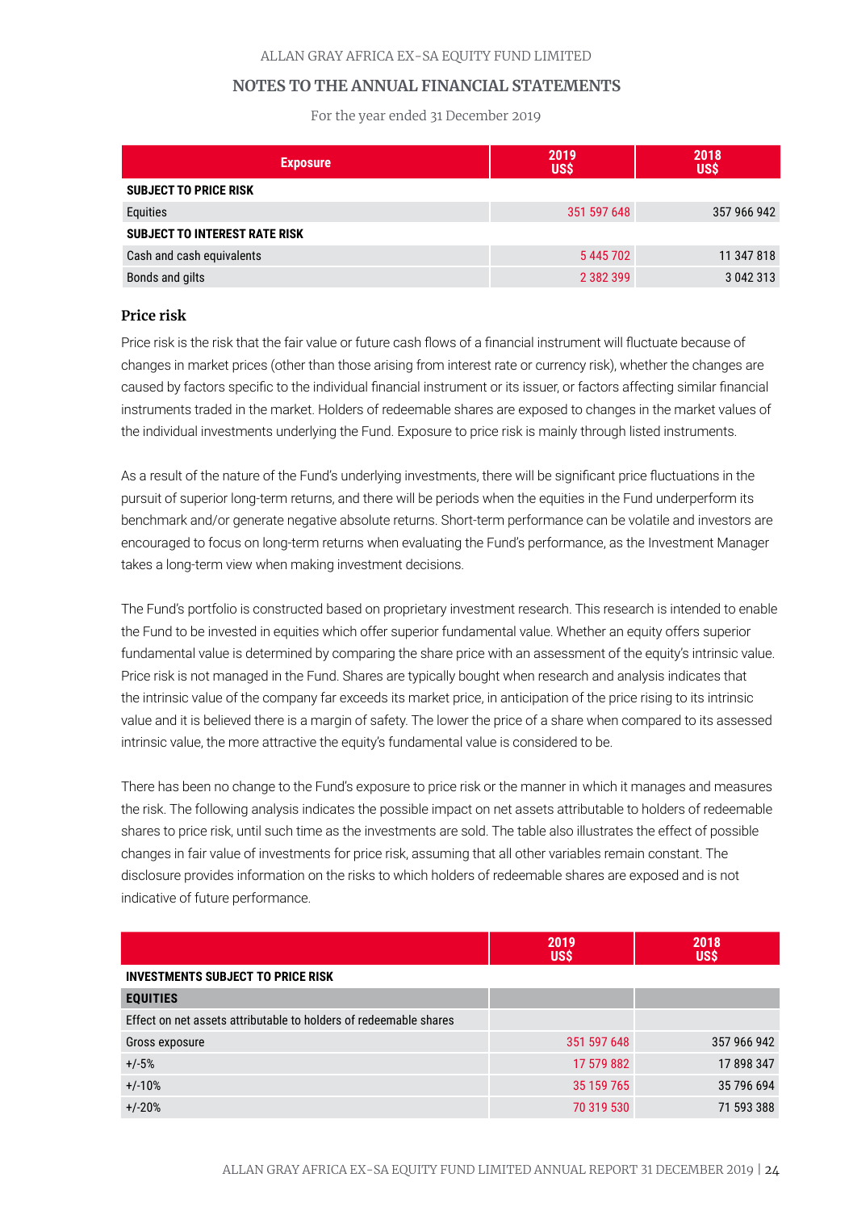| Exposure | 2019 US$ | 2018 US$ |
|---|---|---|
| **SUBJECT TO PRICE RISK** | | |
| Equities | 351 597 648 | 357 966 942 |
| **SUBJECT TO INTEREST RATE RISK** | | |
| Cash and cash equivalents | 5 445 702 | 11 347 818 |
| Bonds and gilts | 2 382 399 | 3 042 313 |

## Price risk

Price risk is the risk that the fair value or future cash flows of a financial instrument will fluctuate because of changes in market prices (other than those arising from interest rate or currency risk), whether the changes are caused by factors specific to the individual financial instrument or its issuer, or factors affecting similar financial instruments traded in the market. Holders of redeemable shares are exposed to changes in the market values of the individual investments underlying the Fund. Exposure to price risk is mainly through listed instruments.

As a result of the nature of the Fund's underlying investments, there will be significant price fluctuations in the pursuit of superior long-term returns, and there will be periods when the equities in the Fund underperform its benchmark and/or generate negative absolute returns. Short-term performance can be volatile and investors are encouraged to focus on long-term returns when evaluating the Fund's performance, as the Investment Manager takes a long-term view when making investment decisions.

The Fund's portfolio is constructed based on proprietary investment research. This research is intended to enable the Fund to be invested in equities which offer superior fundamental value. Whether an equity offers superior fundamental value is determined by comparing the share price with an assessment of the equity's intrinsic value. Price risk is not managed in the Fund. Shares are typically bought when research and analysis indicates that the intrinsic value of the company far exceeds its market price, in anticipation of the price rising to its intrinsic value and it is believed there is a margin of safety. The lower the price of a share when compared to its assessed intrinsic value, the more attractive the equity's fundamental value is considered to be.

There has been no change to the Fund's exposure to price risk or the manner in which it manages and measures the risk. The following analysis indicates the possible impact on net assets attributable to holders of redeemable shares to price risk, until such time as the investments are sold. The table also illustrates the effect of possible changes in fair value of investments for price risk, assuming that all other variables remain constant. The disclosure provides information on the risks to which holders of redeemable shares are exposed and is not indicative of future performance.

| | 2019 US$ | 2018 US$ |
|---|---|---|
| **INVESTMENTS SUBJECT TO PRICE RISK** | | |
| **EQUITIES** | | |
| Effect on net assets attributable to holders of redeemable shares | | |
| Gross exposure | 351 597 648 | 357 966 942 |
| +/-5% | 17 579 882 | 17 898 347 |
| +/-10% | 35 159 765 | 35 796 694 |
| +/-20% | 70 319 530 | 71 593 388 |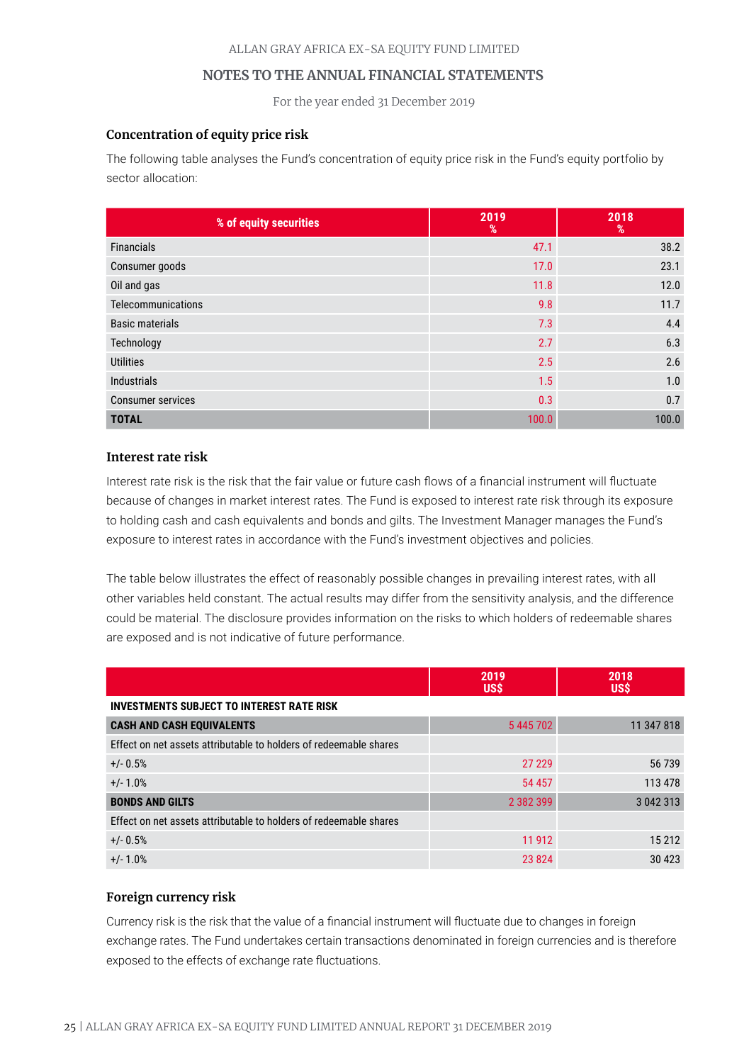### Concentration of equity price risk

The following table analyses the Fund's concentration of equity price risk in the Fund's equity portfolio by sector allocation:

| % of equity securities | 2019 % | 2018 % |
|---|---|---|
| Financials | 47.1 | 38.2 |
| Consumer goods | 17.0 | 23.1 |
| Oil and gas | 11.8 | 12.0 |
| Telecommunications | 9.8 | 11.7 |
| Basic materials | 7.3 | 4.4 |
| Technology | 2.7 | 6.3 |
| Utilities | 2.5 | 2.6 |
| Industrials | 1.5 | 1.0 |
| Consumer services | 0.3 | 0.7 |
| **TOTAL** | 100.0 | 100.0 |

### Interest rate risk

Interest rate risk is the risk that the fair value or future cash flows of a financial instrument will fluctuate because of changes in market interest rates. The Fund is exposed to interest rate risk through its exposure to holding cash and cash equivalents and bonds and gilts. The Investment Manager manages the Fund's exposure to interest rates in accordance with the Fund's investment objectives and policies.

The table below illustrates the effect of reasonably possible changes in prevailing interest rates, with all other variables held constant. The actual results may differ from the sensitivity analysis, and the difference could be material. The disclosure provides information on the risks to which holders of redeemable shares are exposed and is not indicative of future performance.

| | 2019 US$ | 2018 US$ |
|---|---|---|
| **INVESTMENTS SUBJECT TO INTEREST RATE RISK** | | |
| **CASH AND CASH EQUIVALENTS** | 5 445 702 | 11 347 818 |
| Effect on net assets attributable to holders of redeemable shares | | |
| +/- 0.5% | 27 229 | 56 739 |
| +/- 1.0% | 54 457 | 113 478 |
| **BONDS AND GILTS** | 2 382 399 | 3 042 313 |
| Effect on net assets attributable to holders of redeemable shares | | |
| +/- 0.5% | 11 912 | 15 212 |
| +/- 1.0% | 23 824 | 30 423 |

### Foreign currency risk

Currency risk is the risk that the value of a financial instrument will fluctuate due to changes in foreign exchange rates. The Fund undertakes certain transactions denominated in foreign currencies and is therefore exposed to the effects of exchange rate fluctuations.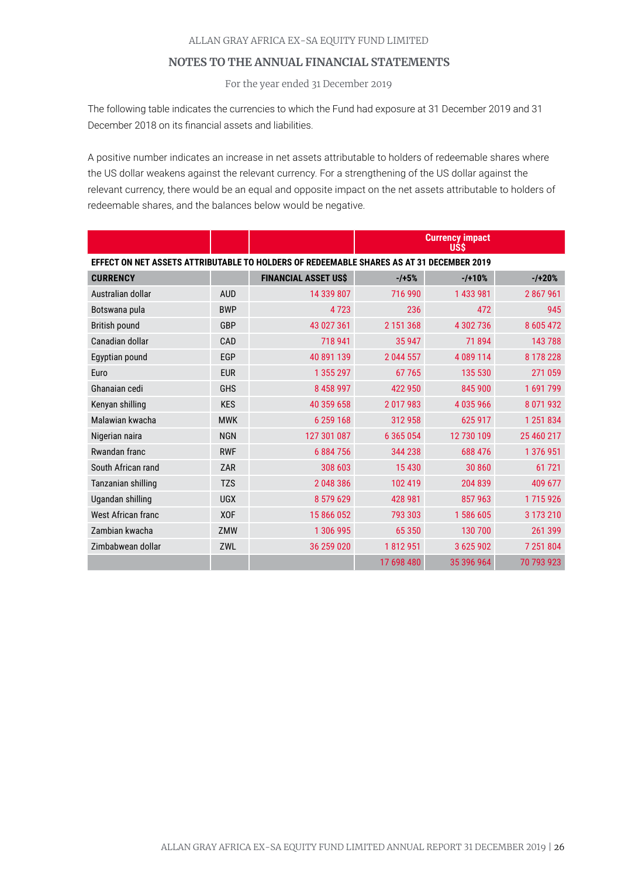ALLAN GRAY AFRICA EX-SA EQUITY FUND LIMITED

## NOTES TO THE ANNUAL FINANCIAL STATEMENTS

For the year ended 31 December 2019

The following table indicates the currencies to which the Fund had exposure at 31 December 2019 and 31 December 2018 on its financial assets and liabilities.

A positive number indicates an increase in net assets attributable to holders of redeemable shares where the US dollar weakens against the relevant currency. For a strengthening of the US dollar against the relevant currency, there would be an equal and opposite impact on the net assets attributable to holders of redeemable shares, and the balances below would be negative.

| | | | Currency impact US$ | | |
|---|---|---|---|---|---|
| **EFFECT ON NET ASSETS ATTRIBUTABLE TO HOLDERS OF REDEEMABLE SHARES AS AT 31 DECEMBER 2019** | | | | | |
| **CURRENCY** | | **FINANCIAL ASSET US$** | **-/+5%** | **-/+10%** | **-/+20%** |
| Australian dollar | AUD | 14 339 807 | 716 990 | 1 433 981 | 2 867 961 |
| Botswana pula | BWP | 4 723 | 236 | 472 | 945 |
| British pound | GBP | 43 027 361 | 2 151 368 | 4 302 736 | 8 605 472 |
| Canadian dollar | CAD | 718 941 | 35 947 | 71 894 | 143 788 |
| Egyptian pound | EGP | 40 891 139 | 2 044 557 | 4 089 114 | 8 178 228 |
| Euro | EUR | 1 355 297 | 67 765 | 135 530 | 271 059 |
| Ghanaian cedi | GHS | 8 458 997 | 422 950 | 845 900 | 1 691 799 |
| Kenyan shilling | KES | 40 359 658 | 2 017 983 | 4 035 966 | 8 071 932 |
| Malawian kwacha | MWK | 6 259 168 | 312 958 | 625 917 | 1 251 834 |
| Nigerian naira | NGN | 127 301 087 | 6 365 054 | 12 730 109 | 25 460 217 |
| Rwandan franc | RWF | 6 884 756 | 344 238 | 688 476 | 1 376 951 |
| South African rand | ZAR | 308 603 | 15 430 | 30 860 | 61 721 |
| Tanzanian shilling | TZS | 2 048 386 | 102 419 | 204 839 | 409 677 |
| Ugandan shilling | UGX | 8 579 629 | 428 981 | 857 963 | 1 715 926 |
| West African franc | XOF | 15 866 052 | 793 303 | 1 586 605 | 3 173 210 |
| Zambian kwacha | ZMW | 1 306 995 | 65 350 | 130 700 | 261 399 |
| Zimbabwean dollar | ZWL | 36 259 020 | 1 812 951 | 3 625 902 | 7 251 804 |
| | | | 17 698 480 | 35 396 964 | 70 793 923 |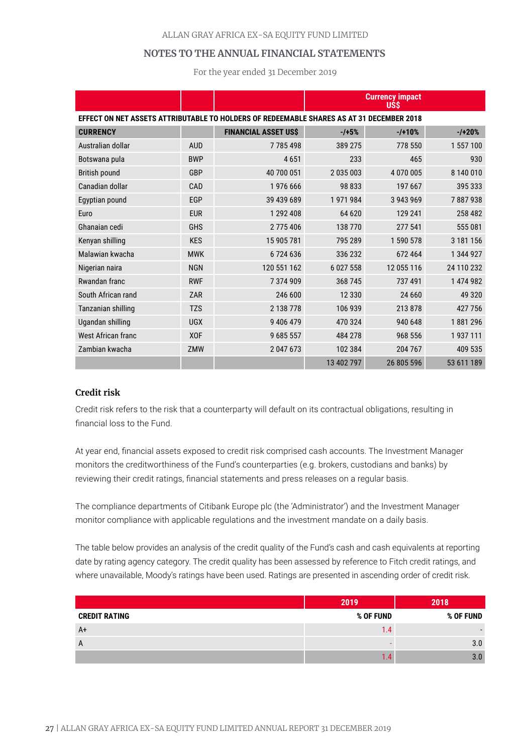| | | | Currency impact US$ | | |
|---|---|---|---|---|---|
| **EFFECT ON NET ASSETS ATTRIBUTABLE TO HOLDERS OF REDEEMABLE SHARES AS AT 31 DECEMBER 2018** | | | | | |
| **CURRENCY** | | **FINANCIAL ASSET US$** | **-/+5%** | **-/+10%** | **-/+20%** |
| Australian dollar | AUD | 7 785 498 | 389 275 | 778 550 | 1 557 100 |
| Botswana pula | BWP | 4 651 | 233 | 465 | 930 |
| British pound | GBP | 40 700 051 | 2 035 003 | 4 070 005 | 8 140 010 |
| Canadian dollar | CAD | 1 976 666 | 98 833 | 197 667 | 395 333 |
| Egyptian pound | EGP | 39 439 689 | 1 971 984 | 3 943 969 | 7 887 938 |
| Euro | EUR | 1 292 408 | 64 620 | 129 241 | 258 482 |
| Ghanaian cedi | GHS | 2 775 406 | 138 770 | 277 541 | 555 081 |
| Kenyan shilling | KES | 15 905 781 | 795 289 | 1 590 578 | 3 181 156 |
| Malawian kwacha | MWK | 6 724 636 | 336 232 | 672 464 | 1 344 927 |
| Nigerian naira | NGN | 120 551 162 | 6 027 558 | 12 055 116 | 24 110 232 |
| Rwandan franc | RWF | 7 374 909 | 368 745 | 737 491 | 1 474 982 |
| South African rand | ZAR | 246 600 | 12 330 | 24 660 | 49 320 |
| Tanzanian shilling | TZS | 2 138 778 | 106 939 | 213 878 | 427 756 |
| Ugandan shilling | UGX | 9 406 479 | 470 324 | 940 648 | 1 881 296 |
| West African franc | XOF | 9 685 557 | 484 278 | 968 556 | 1 937 111 |
| Zambian kwacha | ZMW | 2 047 673 | 102 384 | 204 767 | 409 535 |
| | | | 13 402 797 | 26 805 596 | 53 611 189 |

### Credit risk

Credit risk refers to the risk that a counterparty will default on its contractual obligations, resulting in financial loss to the Fund.

At year end, financial assets exposed to credit risk comprised cash accounts. The Investment Manager monitors the creditworthiness of the Fund's counterparties (e.g. brokers, custodians and banks) by reviewing their credit ratings, financial statements and press releases on a regular basis.

The compliance departments of Citibank Europe plc (the 'Administrator') and the Investment Manager monitor compliance with applicable regulations and the investment mandate on a daily basis.

The table below provides an analysis of the credit quality of the Fund's cash and cash equivalents at reporting date by rating agency category. The credit quality has been assessed by reference to Fitch credit ratings, and where unavailable, Moody's ratings have been used. Ratings are presented in ascending order of credit risk.

| | 2019 | 2018 |
|---|---|---|
| **CREDIT RATING** | **% OF FUND** | **% OF FUND** |
| A+ | 1.4 | - |
| A | - | 3.0 |
| | 1.4 | 3.0 |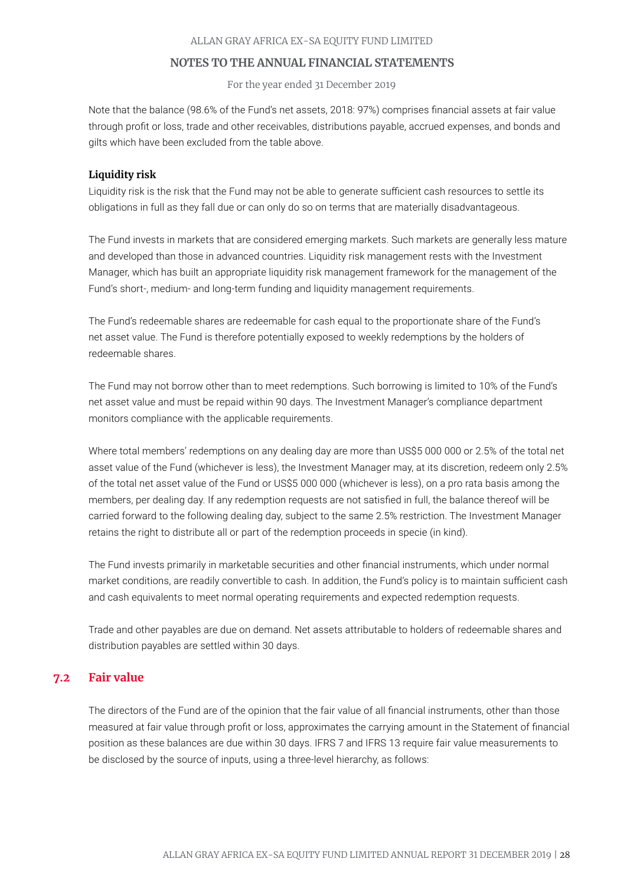Note that the balance (98.6% of the Fund's net assets, 2018: 97%) comprises financial assets at fair value through profit or loss, trade and other receivables, distributions payable, accrued expenses, and bonds and gilts which have been excluded from the table above.

**Liquidity risk**

Liquidity risk is the risk that the Fund may not be able to generate sufficient cash resources to settle its obligations in full as they fall due or can only do so on terms that are materially disadvantageous.

The Fund invests in markets that are considered emerging markets. Such markets are generally less mature and developed than those in advanced countries. Liquidity risk management rests with the Investment Manager, which has built an appropriate liquidity risk management framework for the management of the Fund's short-, medium- and long-term funding and liquidity management requirements.

The Fund's redeemable shares are redeemable for cash equal to the proportionate share of the Fund's net asset value. The Fund is therefore potentially exposed to weekly redemptions by the holders of redeemable shares.

The Fund may not borrow other than to meet redemptions. Such borrowing is limited to 10% of the Fund's net asset value and must be repaid within 90 days. The Investment Manager's compliance department monitors compliance with the applicable requirements.

Where total members' redemptions on any dealing day are more than US$5 000 000 or 2.5% of the total net asset value of the Fund (whichever is less), the Investment Manager may, at its discretion, redeem only 2.5% of the total net asset value of the Fund or US$5 000 000 (whichever is less), on a pro rata basis among the members, per dealing day. If any redemption requests are not satisfied in full, the balance thereof will be carried forward to the following dealing day, subject to the same 2.5% restriction. The Investment Manager retains the right to distribute all or part of the redemption proceeds in specie (in kind).

The Fund invests primarily in marketable securities and other financial instruments, which under normal market conditions, are readily convertible to cash. In addition, the Fund's policy is to maintain sufficient cash and cash equivalents to meet normal operating requirements and expected redemption requests.

Trade and other payables are due on demand. Net assets attributable to holders of redeemable shares and distribution payables are settled within 30 days.

## 7.2 Fair value

The directors of the Fund are of the opinion that the fair value of all financial instruments, other than those measured at fair value through profit or loss, approximates the carrying amount in the Statement of financial position as these balances are due within 30 days. IFRS 7 and IFRS 13 require fair value measurements to be disclosed by the source of inputs, using a three-level hierarchy, as follows: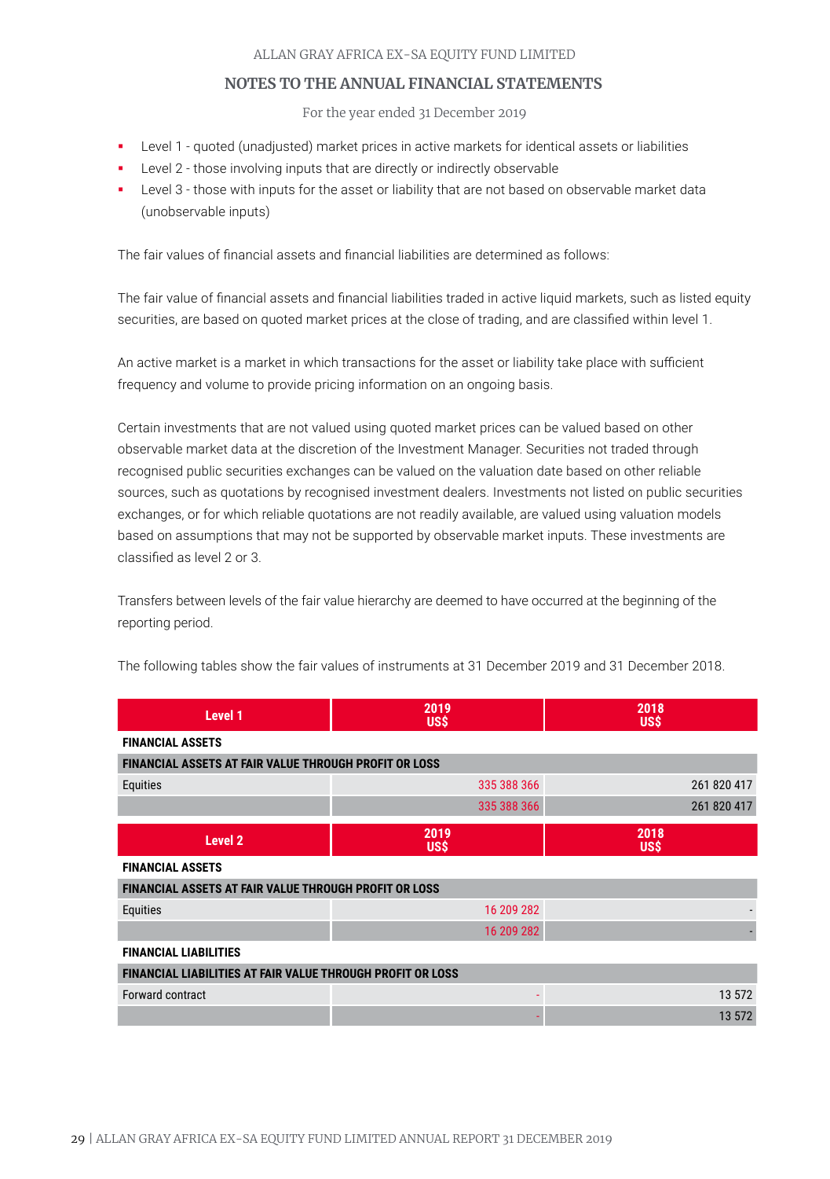- Level 1 - quoted (unadjusted) market prices in active markets for identical assets or liabilities
- Level 2 - those involving inputs that are directly or indirectly observable
- Level 3 - those with inputs for the asset or liability that are not based on observable market data (unobservable inputs)

The fair values of financial assets and financial liabilities are determined as follows:

The fair value of financial assets and financial liabilities traded in active liquid markets, such as listed equity securities, are based on quoted market prices at the close of trading, and are classified within level 1.

An active market is a market in which transactions for the asset or liability take place with sufficient frequency and volume to provide pricing information on an ongoing basis.

Certain investments that are not valued using quoted market prices can be valued based on other observable market data at the discretion of the Investment Manager. Securities not traded through recognised public securities exchanges can be valued on the valuation date based on other reliable sources, such as quotations by recognised investment dealers. Investments not listed on public securities exchanges, or for which reliable quotations are not readily available, are valued using valuation models based on assumptions that may not be supported by observable market inputs. These investments are classified as level 2 or 3.

Transfers between levels of the fair value hierarchy are deemed to have occurred at the beginning of the reporting period.

The following tables show the fair values of instruments at 31 December 2019 and 31 December 2018.

| Level 1 | 2019 US$ | 2018 US$ |
|---|---|---|
| **FINANCIAL ASSETS** | | |
| **FINANCIAL ASSETS AT FAIR VALUE THROUGH PROFIT OR LOSS** | | |
| Equities | 335 388 366 | 261 820 417 |
| | 335 388 366 | 261 820 417 |

| Level 2 | 2019 US$ | 2018 US$ |
|---|---|---|
| **FINANCIAL ASSETS** | | |
| **FINANCIAL ASSETS AT FAIR VALUE THROUGH PROFIT OR LOSS** | | |
| Equities | 16 209 282 | - |
| | 16 209 282 | - |
| **FINANCIAL LIABILITIES** | | |
| **FINANCIAL LIABILITIES AT FAIR VALUE THROUGH PROFIT OR LOSS** | | |
| Forward contract | - | 13 572 |
| | - | 13 572 |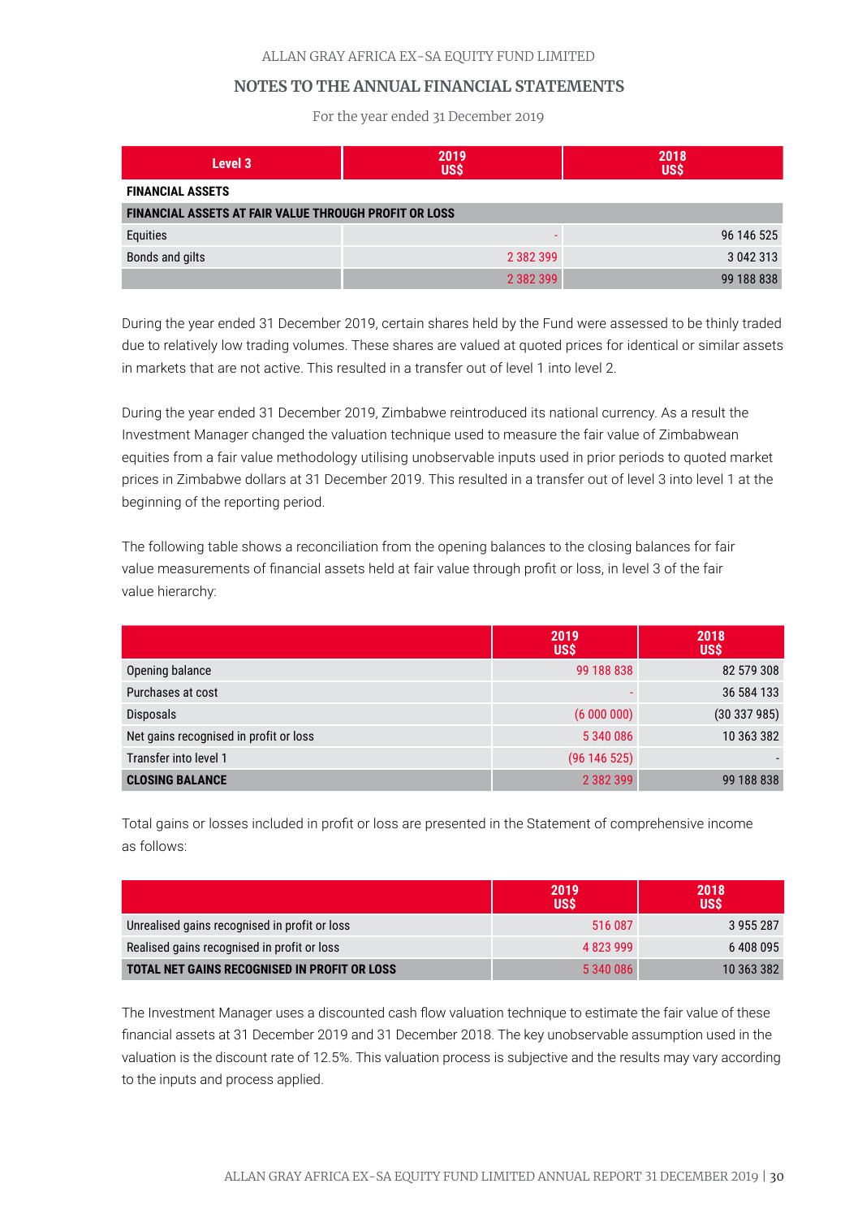| Level 3 | 2019 US$ | 2018 US$ |
|---|---|---|
| **FINANCIAL ASSETS** | | |
| **FINANCIAL ASSETS AT FAIR VALUE THROUGH PROFIT OR LOSS** | | |
| Equities | - | 96 146 525 |
| Bonds and gilts | 2 382 399 | 3 042 313 |
| | 2 382 399 | 99 188 838 |

During the year ended 31 December 2019, certain shares held by the Fund were assessed to be thinly traded due to relatively low trading volumes. These shares are valued at quoted prices for identical or similar assets in markets that are not active. This resulted in a transfer out of level 1 into level 2.

During the year ended 31 December 2019, Zimbabwe reintroduced its national currency. As a result the Investment Manager changed the valuation technique used to measure the fair value of Zimbabwean equities from a fair value methodology utilising unobservable inputs used in prior periods to quoted market prices in Zimbabwe dollars at 31 December 2019. This resulted in a transfer out of level 3 into level 1 at the beginning of the reporting period.

The following table shows a reconciliation from the opening balances to the closing balances for fair value measurements of financial assets held at fair value through profit or loss, in level 3 of the fair value hierarchy:

| | 2019 US$ | 2018 US$ |
|---|---|---|
| Opening balance | 99 188 838 | 82 579 308 |
| Purchases at cost | - | 36 584 133 |
| Disposals | (6 000 000) | (30 337 985) |
| Net gains recognised in profit or loss | 5 340 086 | 10 363 382 |
| Transfer into level 1 | (96 146 525) | - |
| **CLOSING BALANCE** | 2 382 399 | 99 188 838 |

Total gains or losses included in profit or loss are presented in the Statement of comprehensive income as follows:

| | 2019 US$ | 2018 US$ |
|---|---|---|
| Unrealised gains recognised in profit or loss | 516 087 | 3 955 287 |
| Realised gains recognised in profit or loss | 4 823 999 | 6 408 095 |
| **TOTAL NET GAINS RECOGNISED IN PROFIT OR LOSS** | 5 340 086 | 10 363 382 |

The Investment Manager uses a discounted cash flow valuation technique to estimate the fair value of these financial assets at 31 December 2019 and 31 December 2018. The key unobservable assumption used in the valuation is the discount rate of 12.5%. This valuation process is subjective and the results may vary according to the inputs and process applied.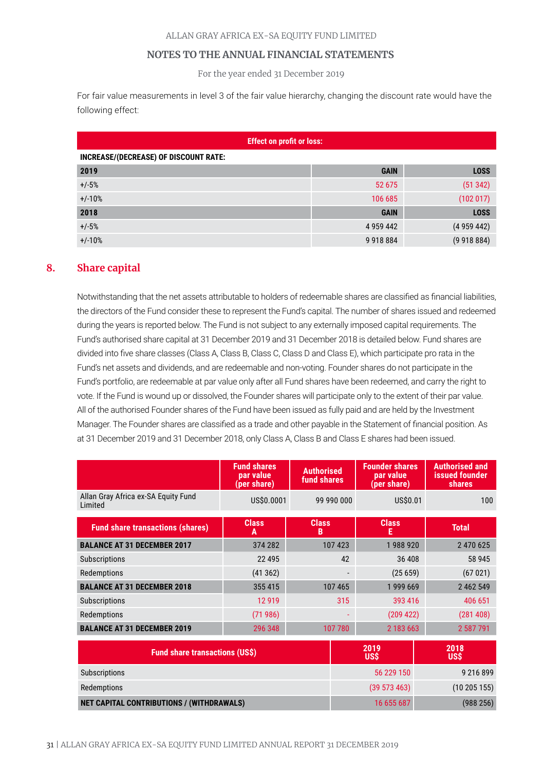For fair value measurements in level 3 of the fair value hierarchy, changing the discount rate would have the following effect:

| Effect on profit or loss: | | |
|---|---|---|
| **INCREASE/(DECREASE) OF DISCOUNT RATE:** | | |
| **2019** | **GAIN** | **LOSS** |
| +/-5% | 52 675 | (51 342) |
| +/-10% | 106 685 | (102 017) |
| **2018** | **GAIN** | **LOSS** |
| +/-5% | 4 959 442 | (4 959 442) |
| +/-10% | 9 918 884 | (9 918 884) |

## 8. Share capital

Notwithstanding that the net assets attributable to holders of redeemable shares are classified as financial liabilities, the directors of the Fund consider these to represent the Fund's capital. The number of shares issued and redeemed during the years is reported below. The Fund is not subject to any externally imposed capital requirements. The Fund's authorised share capital at 31 December 2019 and 31 December 2018 is detailed below. Fund shares are divided into five share classes (Class A, Class B, Class C, Class D and Class E), which participate pro rata in the Fund's net assets and dividends, and are redeemable and non-voting. Founder shares do not participate in the Fund's portfolio, are redeemable at par value only after all Fund shares have been redeemed, and carry the right to vote. If the Fund is wound up or dissolved, the Founder shares will participate only to the extent of their par value. All of the authorised Founder shares of the Fund have been issued as fully paid and are held by the Investment Manager. The Founder shares are classified as a trade and other payable in the Statement of financial position. As at 31 December 2019 and 31 December 2018, only Class A, Class B and Class E shares had been issued.

| | Fund shares par value (per share) | Authorised fund shares | Founder shares par value (per share) | Authorised and issued founder shares |
|---|---|---|---|---|
| Allan Gray Africa ex-SA Equity Fund Limited | US$0.0001 | 99 990 000 | US$0.01 | 100 |

| Fund share transactions (shares) | Class A | Class B | Class E | Total |
|---|---|---|---|---|
| **BALANCE AT 31 DECEMBER 2017** | 374 282 | 107 423 | 1 988 920 | 2 470 625 |
| Subscriptions | 22 495 | 42 | 36 408 | 58 945 |
| Redemptions | (41 362) | - | (25 659) | (67 021) |
| **BALANCE AT 31 DECEMBER 2018** | 355 415 | 107 465 | 1 999 669 | 2 462 549 |
| Subscriptions | 12 919 | 315 | 393 416 | 406 651 |
| Redemptions | (71 986) | - | (209 422) | (281 408) |
| **BALANCE AT 31 DECEMBER 2019** | 296 348 | 107 780 | 2 183 663 | 2 587 791 |

| Fund share transactions (US$) | 2019 US$ | 2018 US$ |
|---|---|---|
| Subscriptions | 56 229 150 | 9 216 899 |
| Redemptions | (39 573 463) | (10 205 155) |
| **NET CAPITAL CONTRIBUTIONS / (WITHDRAWALS)** | 16 655 687 | (988 256) |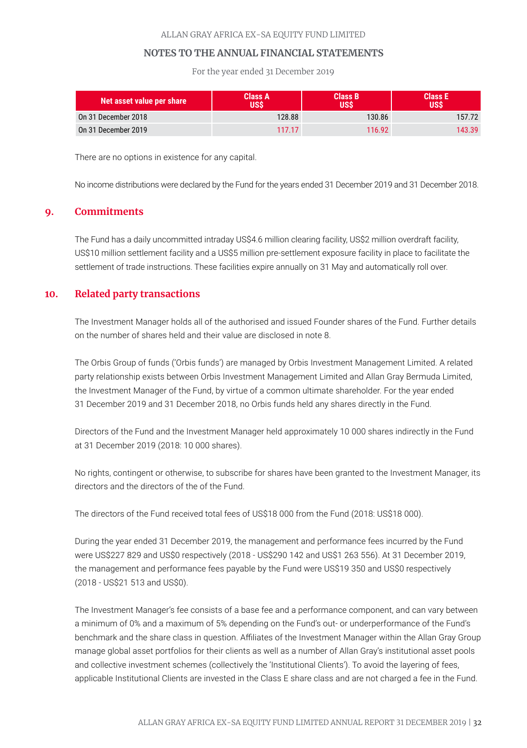| Net asset value per share | Class A US$ | Class B US$ | Class E US$ |
|---|---|---|---|
| On 31 December 2018 | 128.88 | 130.86 | 157.72 |
| On 31 December 2019 | 117.17 | 116.92 | 143.39 |

There are no options in existence for any capital.

No income distributions were declared by the Fund for the years ended 31 December 2019 and 31 December 2018.

## 9. Commitments

The Fund has a daily uncommitted intraday US$4.6 million clearing facility, US$2 million overdraft facility, US$10 million settlement facility and a US$5 million pre-settlement exposure facility in place to facilitate the settlement of trade instructions. These facilities expire annually on 31 May and automatically roll over.

## 10. Related party transactions

The Investment Manager holds all of the authorised and issued Founder shares of the Fund. Further details on the number of shares held and their value are disclosed in note 8.

The Orbis Group of funds ('Orbis funds') are managed by Orbis Investment Management Limited. A related party relationship exists between Orbis Investment Management Limited and Allan Gray Bermuda Limited, the Investment Manager of the Fund, by virtue of a common ultimate shareholder. For the year ended 31 December 2019 and 31 December 2018, no Orbis funds held any shares directly in the Fund.

Directors of the Fund and the Investment Manager held approximately 10 000 shares indirectly in the Fund at 31 December 2019 (2018: 10 000 shares).

No rights, contingent or otherwise, to subscribe for shares have been granted to the Investment Manager, its directors and the directors of the of the Fund.

The directors of the Fund received total fees of US$18 000 from the Fund (2018: US$18 000).

During the year ended 31 December 2019, the management and performance fees incurred by the Fund were US$227 829 and US$0 respectively (2018 - US$290 142 and US$1 263 556). At 31 December 2019, the management and performance fees payable by the Fund were US$19 350 and US$0 respectively (2018 - US$21 513 and US$0).

The Investment Manager's fee consists of a base fee and a performance component, and can vary between a minimum of 0% and a maximum of 5% depending on the Fund's out- or underperformance of the Fund's benchmark and the share class in question. Affiliates of the Investment Manager within the Allan Gray Group manage global asset portfolios for their clients as well as a number of Allan Gray's institutional asset pools and collective investment schemes (collectively the 'Institutional Clients'). To avoid the layering of fees, applicable Institutional Clients are invested in the Class E share class and are not charged a fee in the Fund.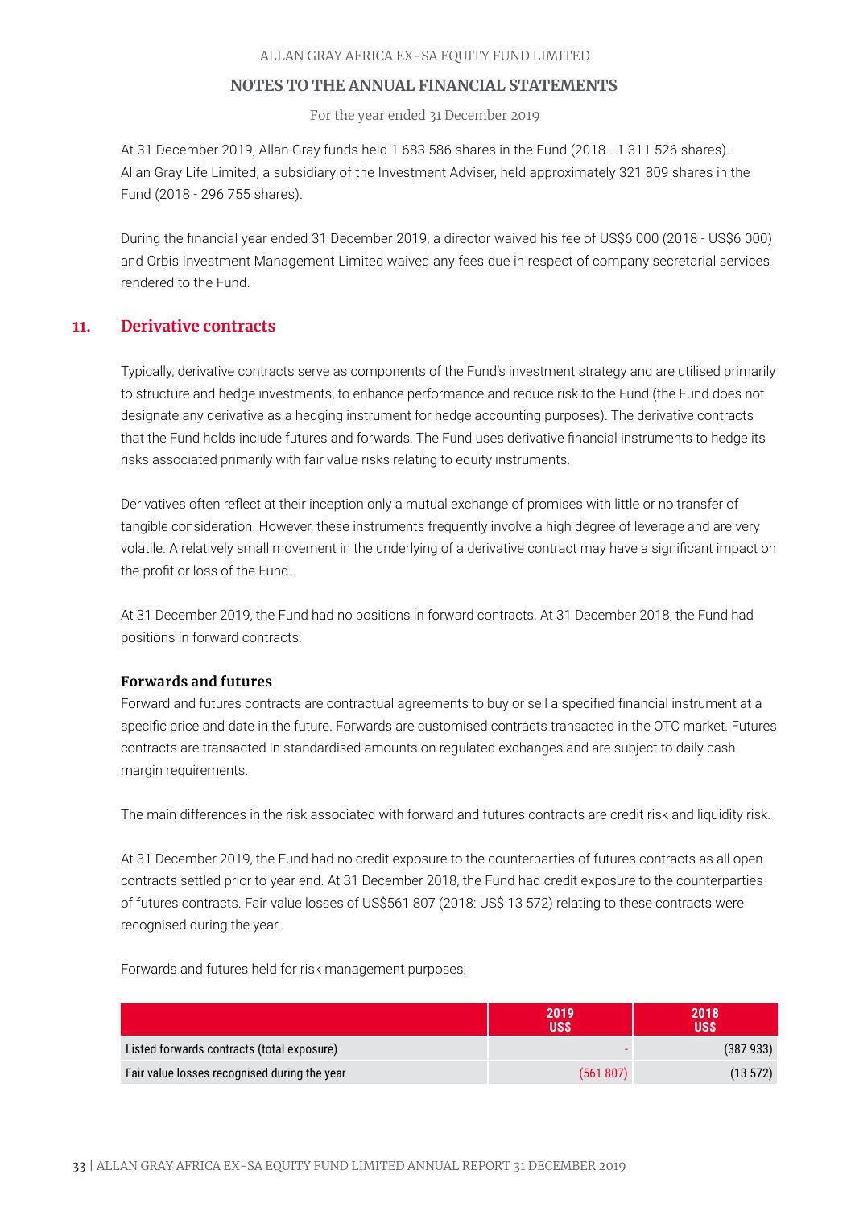At 31 December 2019, Allan Gray funds held 1 683 586 shares in the Fund (2018 - 1 311 526 shares). Allan Gray Life Limited, a subsidiary of the Investment Adviser, held approximately 321 809 shares in the Fund (2018 - 296 755 shares).

During the financial year ended 31 December 2019, a director waived his fee of US$6 000 (2018 - US$6 000) and Orbis Investment Management Limited waived any fees due in respect of company secretarial services rendered to the Fund.

## 11. Derivative contracts

Typically, derivative contracts serve as components of the Fund's investment strategy and are utilised primarily to structure and hedge investments, to enhance performance and reduce risk to the Fund (the Fund does not designate any derivative as a hedging instrument for hedge accounting purposes). The derivative contracts that the Fund holds include futures and forwards. The Fund uses derivative financial instruments to hedge its risks associated primarily with fair value risks relating to equity instruments.

Derivatives often reflect at their inception only a mutual exchange of promises with little or no transfer of tangible consideration. However, these instruments frequently involve a high degree of leverage and are very volatile. A relatively small movement in the underlying of a derivative contract may have a significant impact on the profit or loss of the Fund.

At 31 December 2019, the Fund had no positions in forward contracts. At 31 December 2018, the Fund had positions in forward contracts.

### Forwards and futures

Forward and futures contracts are contractual agreements to buy or sell a specified financial instrument at a specific price and date in the future. Forwards are customised contracts transacted in the OTC market. Futures contracts are transacted in standardised amounts on regulated exchanges and are subject to daily cash margin requirements.

The main differences in the risk associated with forward and futures contracts are credit risk and liquidity risk.

At 31 December 2019, the Fund had no credit exposure to the counterparties of futures contracts as all open contracts settled prior to year end. At 31 December 2018, the Fund had credit exposure to the counterparties of futures contracts. Fair value losses of US$561 807 (2018: US$ 13 572) relating to these contracts were recognised during the year.

Forwards and futures held for risk management purposes:

| | 2019 US$ | 2018 US$ |
|---|---|---|
| Listed forwards contracts (total exposure) | - | (387 933) |
| Fair value losses recognised during the year | (561 807) | (13 572) |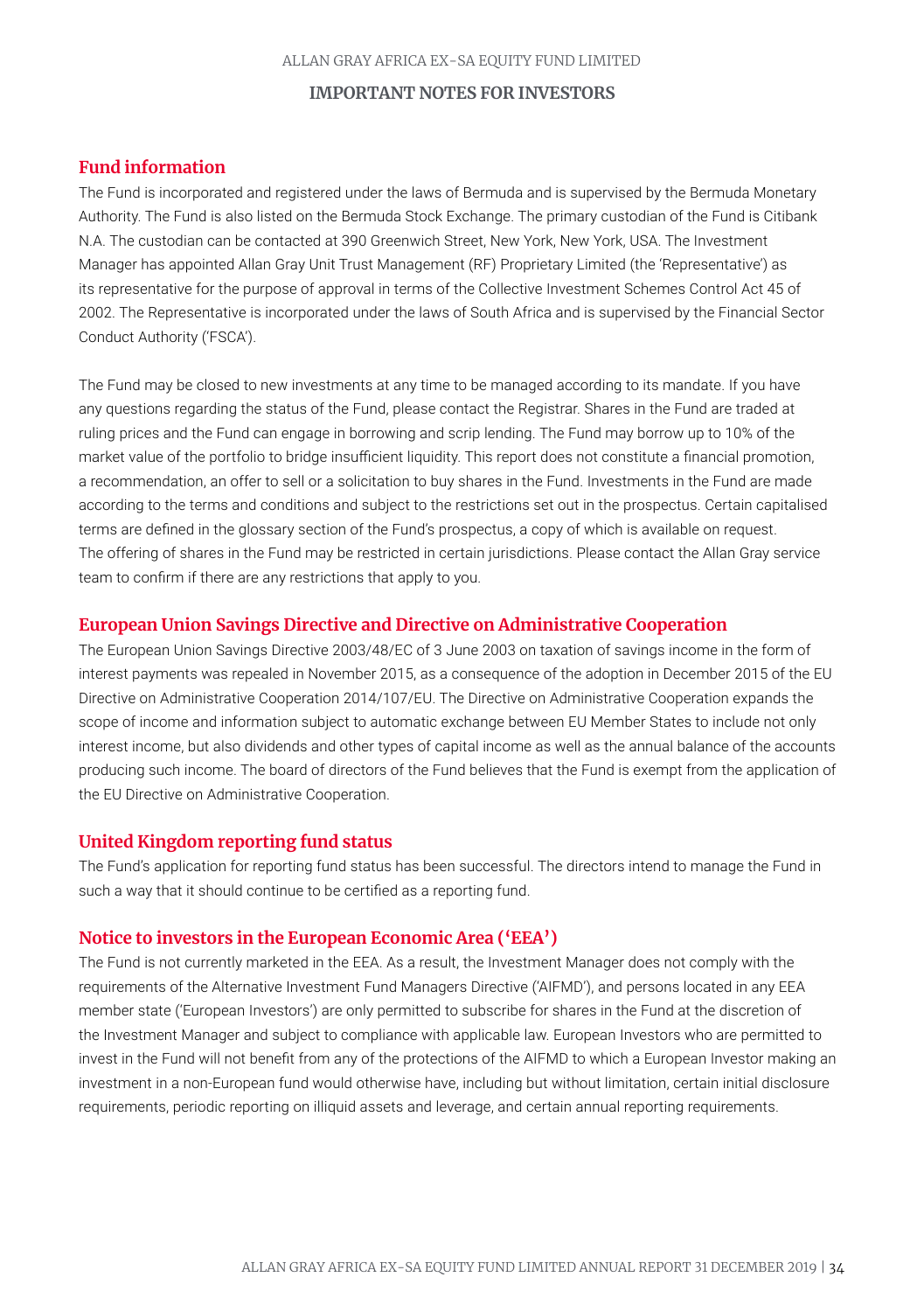## IMPORTANT NOTES FOR INVESTORS

### Fund information

The Fund is incorporated and registered under the laws of Bermuda and is supervised by the Bermuda Monetary Authority. The Fund is also listed on the Bermuda Stock Exchange. The primary custodian of the Fund is Citibank N.A. The custodian can be contacted at 390 Greenwich Street, New York, New York, USA. The Investment Manager has appointed Allan Gray Unit Trust Management (RF) Proprietary Limited (the 'Representative') as its representative for the purpose of approval in terms of the Collective Investment Schemes Control Act 45 of 2002. The Representative is incorporated under the laws of South Africa and is supervised by the Financial Sector Conduct Authority ('FSCA').

The Fund may be closed to new investments at any time to be managed according to its mandate. If you have any questions regarding the status of the Fund, please contact the Registrar. Shares in the Fund are traded at ruling prices and the Fund can engage in borrowing and scrip lending. The Fund may borrow up to 10% of the market value of the portfolio to bridge insufficient liquidity. This report does not constitute a financial promotion, a recommendation, an offer to sell or a solicitation to buy shares in the Fund. Investments in the Fund are made according to the terms and conditions and subject to the restrictions set out in the prospectus. Certain capitalised terms are defined in the glossary section of the Fund's prospectus, a copy of which is available on request. The offering of shares in the Fund may be restricted in certain jurisdictions. Please contact the Allan Gray service team to confirm if there are any restrictions that apply to you.

### European Union Savings Directive and Directive on Administrative Cooperation

The European Union Savings Directive 2003/48/EC of 3 June 2003 on taxation of savings income in the form of interest payments was repealed in November 2015, as a consequence of the adoption in December 2015 of the EU Directive on Administrative Cooperation 2014/107/EU. The Directive on Administrative Cooperation expands the scope of income and information subject to automatic exchange between EU Member States to include not only interest income, but also dividends and other types of capital income as well as the annual balance of the accounts producing such income. The board of directors of the Fund believes that the Fund is exempt from the application of the EU Directive on Administrative Cooperation.

### United Kingdom reporting fund status

The Fund's application for reporting fund status has been successful. The directors intend to manage the Fund in such a way that it should continue to be certified as a reporting fund.

### Notice to investors in the European Economic Area ('EEA')

The Fund is not currently marketed in the EEA. As a result, the Investment Manager does not comply with the requirements of the Alternative Investment Fund Managers Directive ('AIFMD'), and persons located in any EEA member state ('European Investors') are only permitted to subscribe for shares in the Fund at the discretion of the Investment Manager and subject to compliance with applicable law. European Investors who are permitted to invest in the Fund will not benefit from any of the protections of the AIFMD to which a European Investor making an investment in a non-European fund would otherwise have, including but without limitation, certain initial disclosure requirements, periodic reporting on illiquid assets and leverage, and certain annual reporting requirements.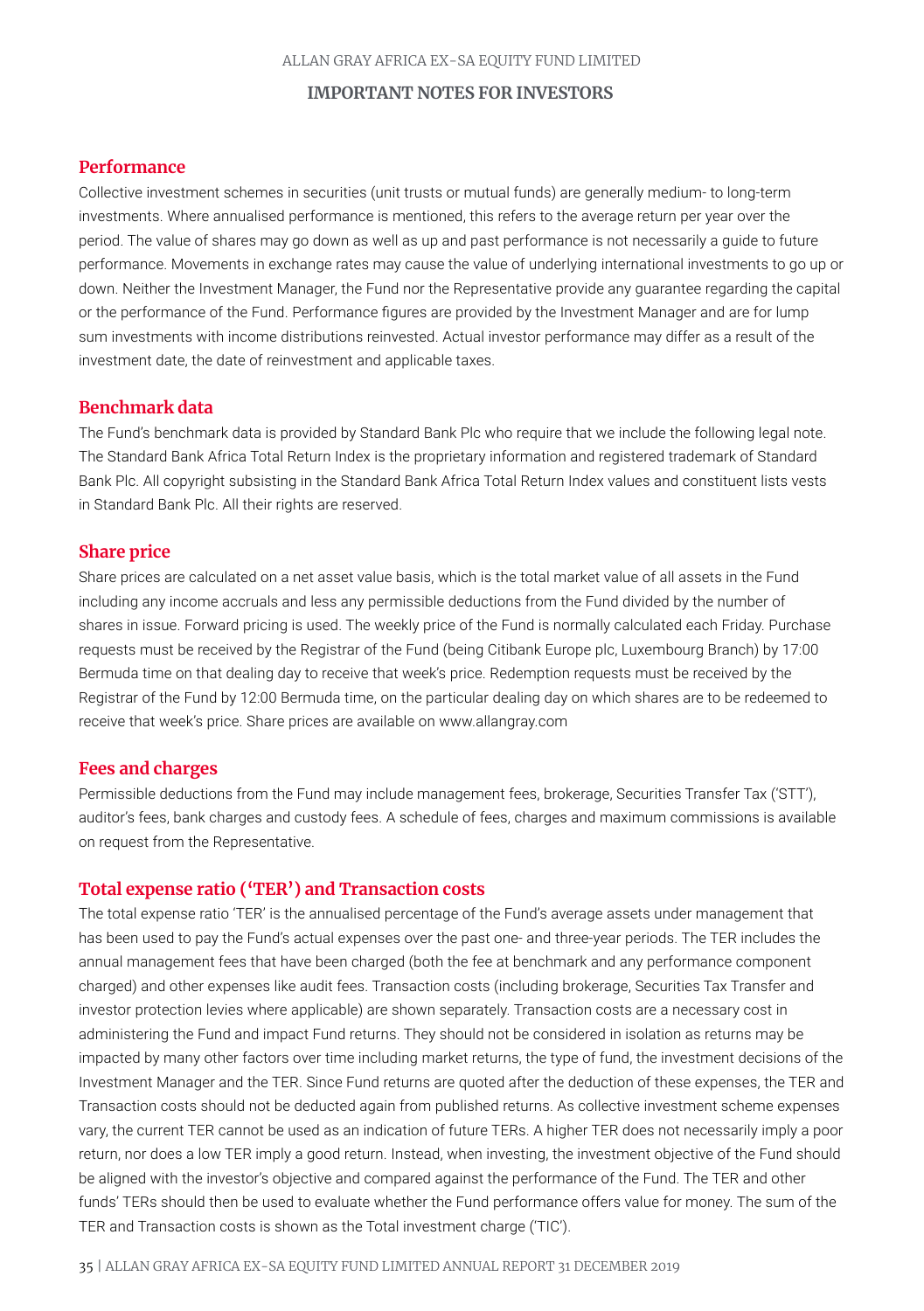# IMPORTANT NOTES FOR INVESTORS

## Performance

Collective investment schemes in securities (unit trusts or mutual funds) are generally medium- to long-term investments. Where annualised performance is mentioned, this refers to the average return per year over the period. The value of shares may go down as well as up and past performance is not necessarily a guide to future performance. Movements in exchange rates may cause the value of underlying international investments to go up or down. Neither the Investment Manager, the Fund nor the Representative provide any guarantee regarding the capital or the performance of the Fund. Performance figures are provided by the Investment Manager and are for lump sum investments with income distributions reinvested. Actual investor performance may differ as a result of the investment date, the date of reinvestment and applicable taxes.

## Benchmark data

The Fund's benchmark data is provided by Standard Bank Plc who require that we include the following legal note. The Standard Bank Africa Total Return Index is the proprietary information and registered trademark of Standard Bank Plc. All copyright subsisting in the Standard Bank Africa Total Return Index values and constituent lists vests in Standard Bank Plc. All their rights are reserved.

## Share price

Share prices are calculated on a net asset value basis, which is the total market value of all assets in the Fund including any income accruals and less any permissible deductions from the Fund divided by the number of shares in issue. Forward pricing is used. The weekly price of the Fund is normally calculated each Friday. Purchase requests must be received by the Registrar of the Fund (being Citibank Europe plc, Luxembourg Branch) by 17:00 Bermuda time on that dealing day to receive that week's price. Redemption requests must be received by the Registrar of the Fund by 12:00 Bermuda time, on the particular dealing day on which shares are to be redeemed to receive that week's price. Share prices are available on www.allangray.com

## Fees and charges

Permissible deductions from the Fund may include management fees, brokerage, Securities Transfer Tax ('STT'), auditor's fees, bank charges and custody fees. A schedule of fees, charges and maximum commissions is available on request from the Representative.

## Total expense ratio ('TER') and Transaction costs

The total expense ratio 'TER' is the annualised percentage of the Fund's average assets under management that has been used to pay the Fund's actual expenses over the past one- and three-year periods. The TER includes the annual management fees that have been charged (both the fee at benchmark and any performance component charged) and other expenses like audit fees. Transaction costs (including brokerage, Securities Tax Transfer and investor protection levies where applicable) are shown separately. Transaction costs are a necessary cost in administering the Fund and impact Fund returns. They should not be considered in isolation as returns may be impacted by many other factors over time including market returns, the type of fund, the investment decisions of the Investment Manager and the TER. Since Fund returns are quoted after the deduction of these expenses, the TER and Transaction costs should not be deducted again from published returns. As collective investment scheme expenses vary, the current TER cannot be used as an indication of future TERs. A higher TER does not necessarily imply a poor return, nor does a low TER imply a good return. Instead, when investing, the investment objective of the Fund should be aligned with the investor's objective and compared against the performance of the Fund. The TER and other funds' TERs should then be used to evaluate whether the Fund performance offers value for money. The sum of the TER and Transaction costs is shown as the Total investment charge ('TIC').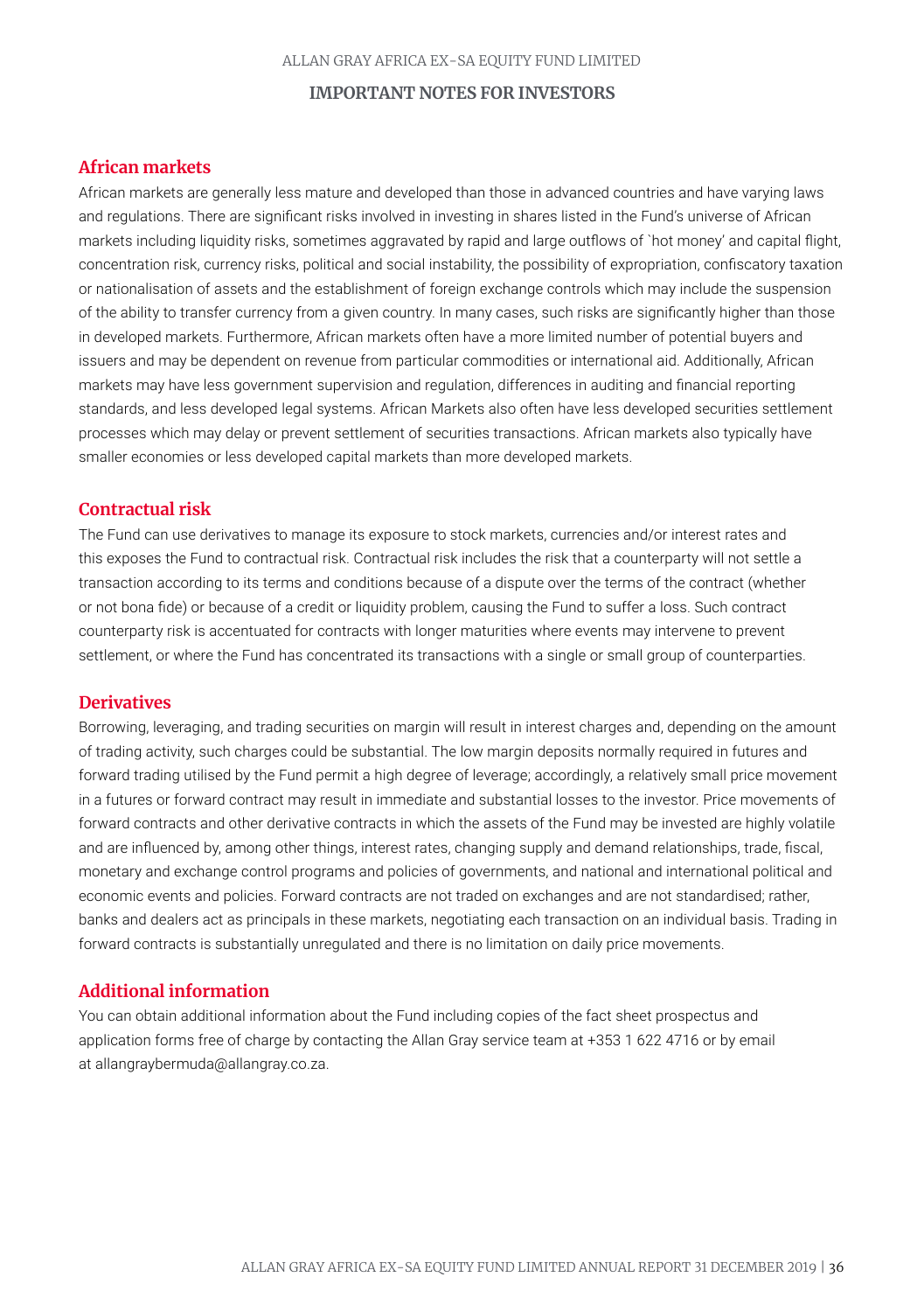## IMPORTANT NOTES FOR INVESTORS

### African markets

African markets are generally less mature and developed than those in advanced countries and have varying laws and regulations. There are significant risks involved in investing in shares listed in the Fund's universe of African markets including liquidity risks, sometimes aggravated by rapid and large outflows of `hot money' and capital flight, concentration risk, currency risks, political and social instability, the possibility of expropriation, confiscatory taxation or nationalisation of assets and the establishment of foreign exchange controls which may include the suspension of the ability to transfer currency from a given country. In many cases, such risks are significantly higher than those in developed markets. Furthermore, African markets often have a more limited number of potential buyers and issuers and may be dependent on revenue from particular commodities or international aid. Additionally, African markets may have less government supervision and regulation, differences in auditing and financial reporting standards, and less developed legal systems. African Markets also often have less developed securities settlement processes which may delay or prevent settlement of securities transactions. African markets also typically have smaller economies or less developed capital markets than more developed markets.

### Contractual risk

The Fund can use derivatives to manage its exposure to stock markets, currencies and/or interest rates and this exposes the Fund to contractual risk. Contractual risk includes the risk that a counterparty will not settle a transaction according to its terms and conditions because of a dispute over the terms of the contract (whether or not bona fide) or because of a credit or liquidity problem, causing the Fund to suffer a loss. Such contract counterparty risk is accentuated for contracts with longer maturities where events may intervene to prevent settlement, or where the Fund has concentrated its transactions with a single or small group of counterparties.

### Derivatives

Borrowing, leveraging, and trading securities on margin will result in interest charges and, depending on the amount of trading activity, such charges could be substantial. The low margin deposits normally required in futures and forward trading utilised by the Fund permit a high degree of leverage; accordingly, a relatively small price movement in a futures or forward contract may result in immediate and substantial losses to the investor. Price movements of forward contracts and other derivative contracts in which the assets of the Fund may be invested are highly volatile and are influenced by, among other things, interest rates, changing supply and demand relationships, trade, fiscal, monetary and exchange control programs and policies of governments, and national and international political and economic events and policies. Forward contracts are not traded on exchanges and are not standardised; rather, banks and dealers act as principals in these markets, negotiating each transaction on an individual basis. Trading in forward contracts is substantially unregulated and there is no limitation on daily price movements.

### Additional information

You can obtain additional information about the Fund including copies of the fact sheet prospectus and application forms free of charge by contacting the Allan Gray service team at +353 1 622 4716 or by email at allangraybermuda@allangray.co.za.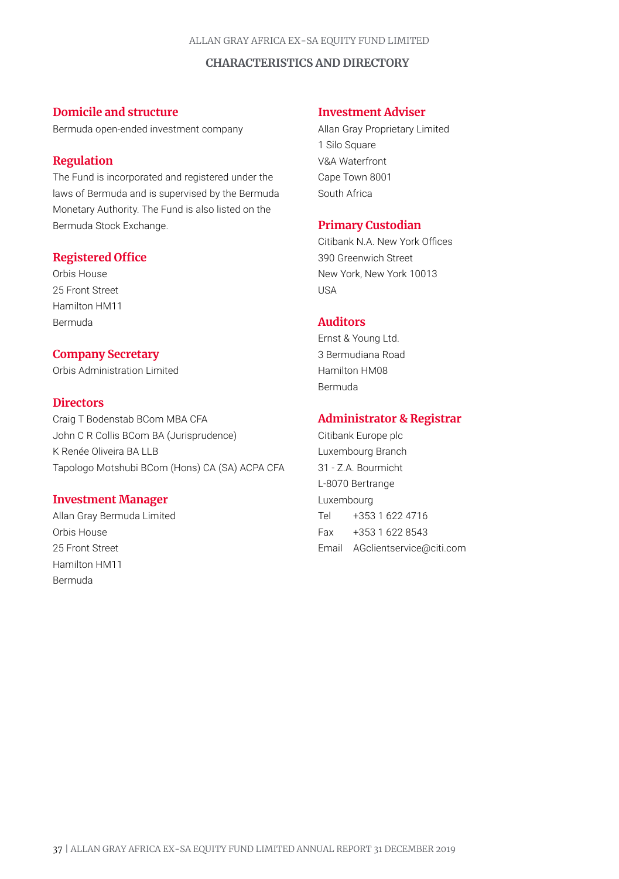# CHARACTERISTICS AND DIRECTORY

## Domicile and structure

Bermuda open-ended investment company

## Regulation

The Fund is incorporated and registered under the laws of Bermuda and is supervised by the Bermuda Monetary Authority. The Fund is also listed on the Bermuda Stock Exchange.

## Registered Office

Orbis House
25 Front Street
Hamilton HM11
Bermuda

## Company Secretary

Orbis Administration Limited

## Directors

Craig T Bodenstab BCom MBA CFA
John C R Collis BCom BA (Jurisprudence)
K Renée Oliveira BA LLB
Tapologo Motshubi BCom (Hons) CA (SA) ACPA CFA

## Investment Manager

Allan Gray Bermuda Limited
Orbis House
25 Front Street
Hamilton HM11
Bermuda

## Investment Adviser

Allan Gray Proprietary Limited
1 Silo Square
V&A Waterfront
Cape Town 8001
South Africa

## Primary Custodian

Citibank N.A. New York Offices
390 Greenwich Street
New York, New York 10013
USA

## Auditors

Ernst & Young Ltd.
3 Bermudiana Road
Hamilton HM08
Bermuda

## Administrator & Registrar

Citibank Europe plc
Luxembourg Branch
31 - Z.A. Bourmicht
L-8070 Bertrange
Luxembourg
Tel +353 1 622 4716
Fax +353 1 622 8543
Email AGclientservice@citi.com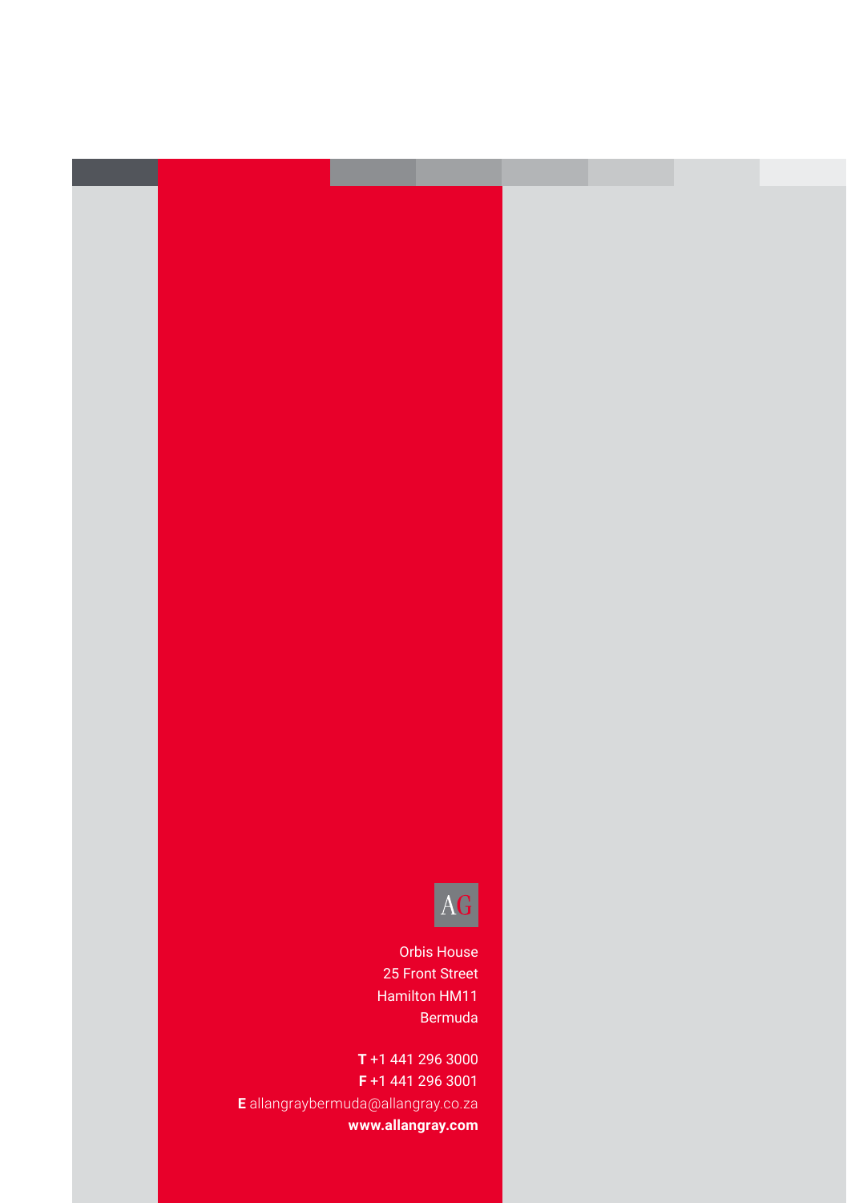AG

Orbis House
25 Front Street
Hamilton HM11
Bermuda

**T** +1 441 296 3000
**F** +1 441 296 3001
**E** allangraybermuda@allangray.co.za
**www.allangray.com**